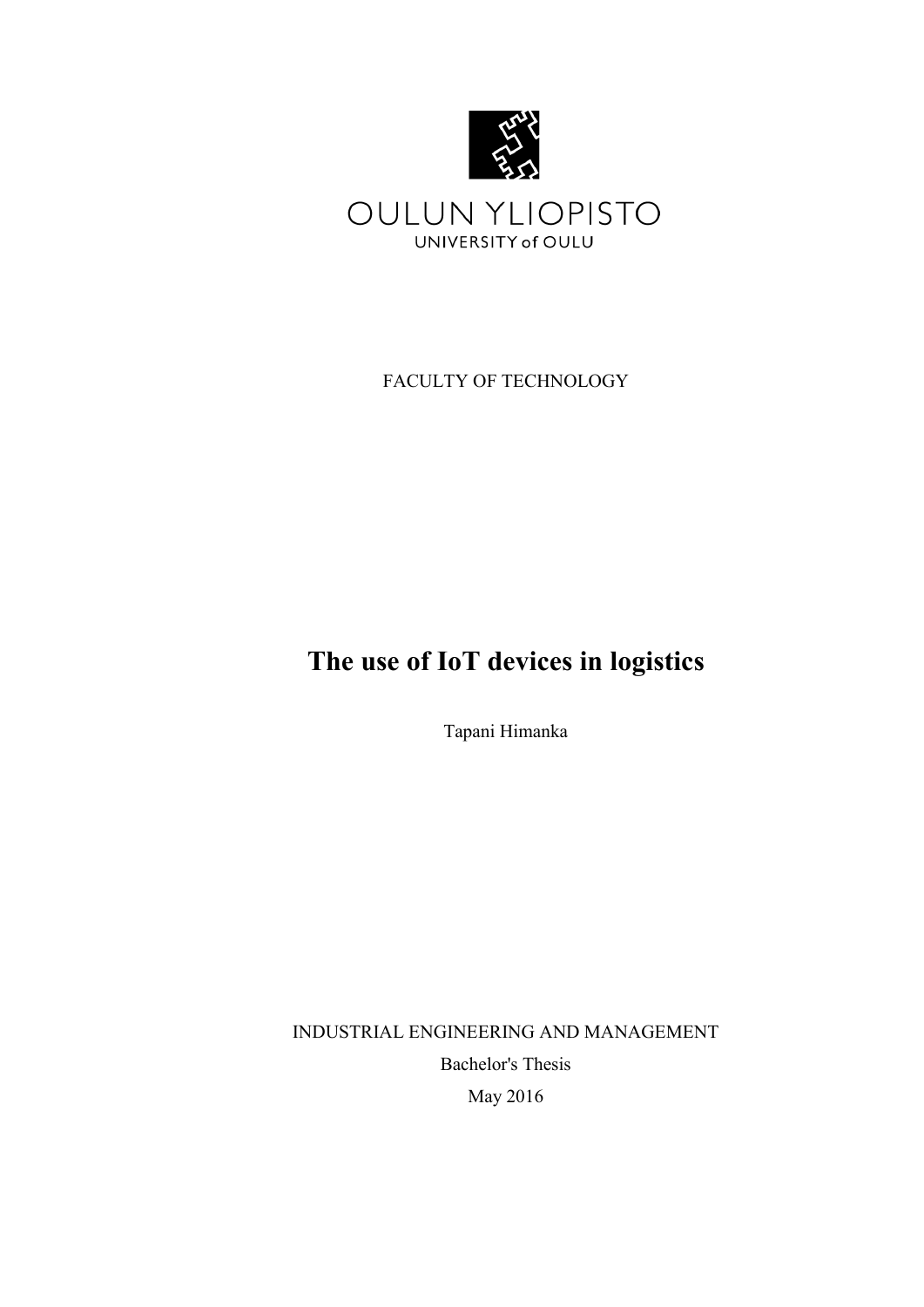OULUN YLIOPISTO

UNIVERSITY of OULU

FACULTY OF TECHNOLOGY

# The use of IoT devices in logistics

Tapani Himanka

INDUSTRIAL ENGINEERING AND MANAGEMENT

Bachelor's Thesis

May 2016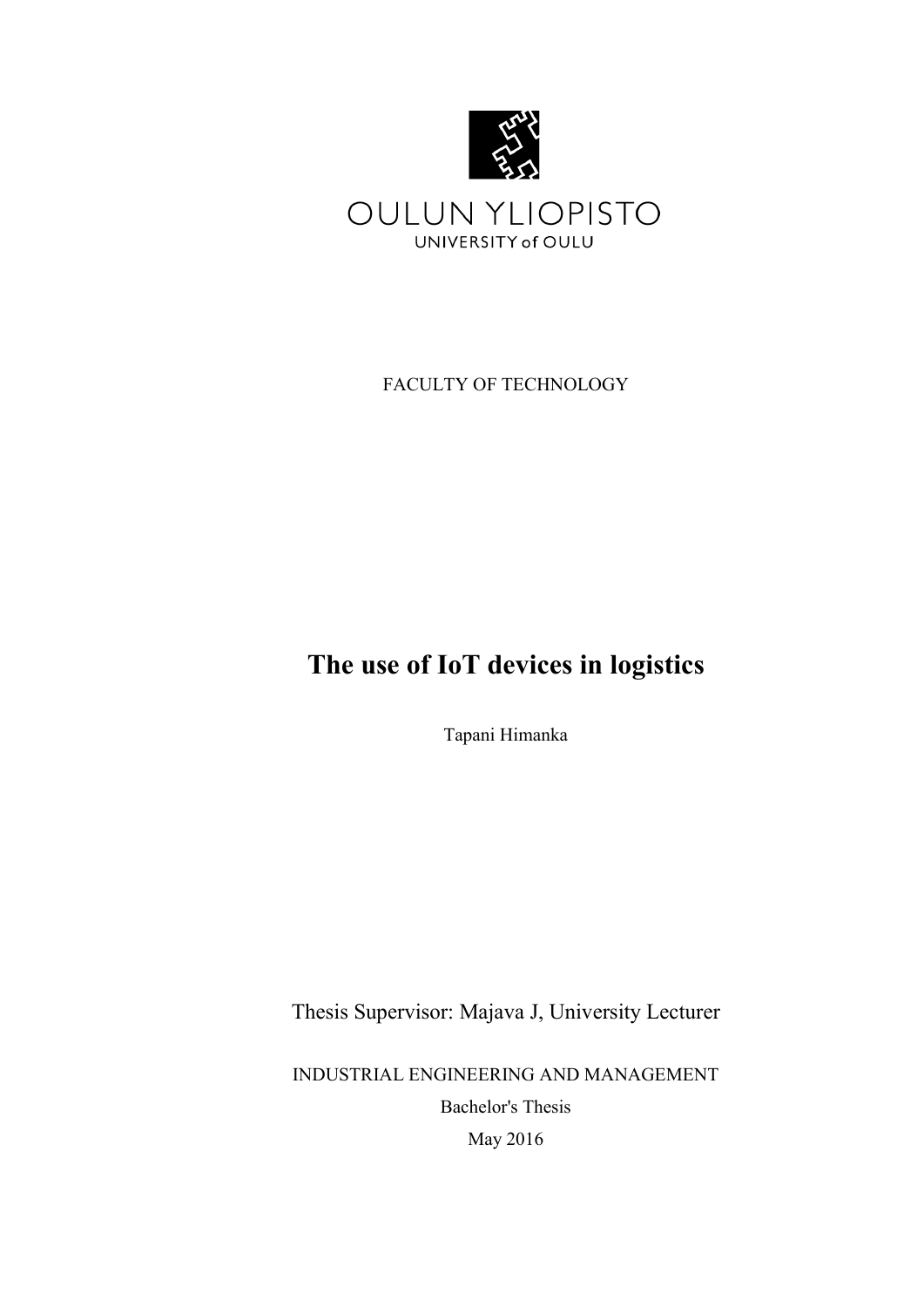OULUN YLIOPISTO
UNIVERSITY of OULU

FACULTY OF TECHNOLOGY

# The use of IoT devices in logistics

Tapani Himanka

Thesis Supervisor: Majava J, University Lecturer

INDUSTRIAL ENGINEERING AND MANAGEMENT

Bachelor's Thesis

May 2016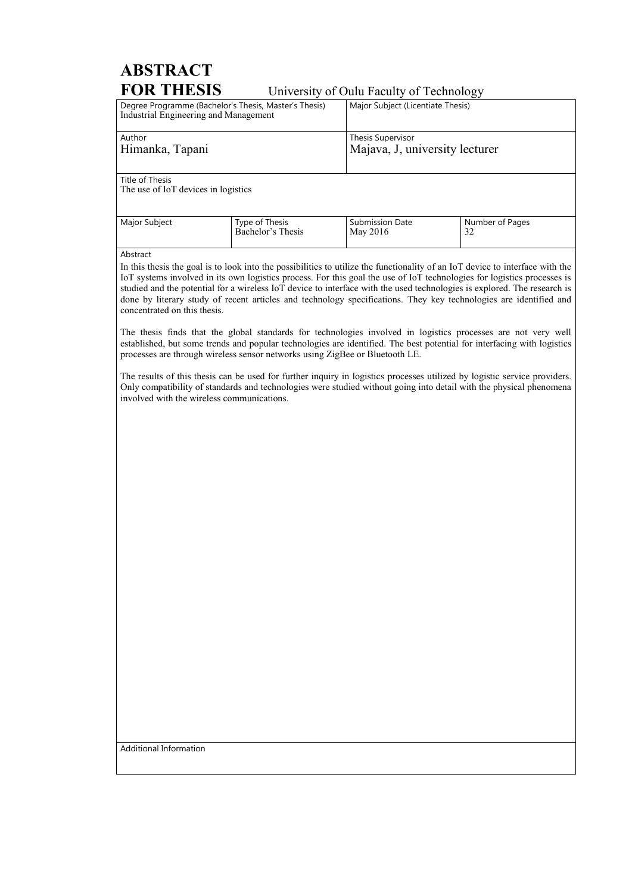# ABSTRACT FOR THESIS

University of Oulu Faculty of Technology

| Degree Programme (Bachelor's Thesis, Master's Thesis) | Major Subject (Licentiate Thesis) |
|---|---|
| Industrial Engineering and Management | |

| Author | Thesis Supervisor |
|---|---|
| Himanka, Tapani | Majava, J, university lecturer |

Title of Thesis
The use of IoT devices in logistics

| Major Subject | Type of Thesis | Submission Date | Number of Pages |
|---|---|---|---|
| | Bachelor's Thesis | May 2016 | 32 |

Abstract

In this thesis the goal is to look into the possibilities to utilize the functionality of an IoT device to interface with the IoT systems involved in its own logistics process. For this goal the use of IoT technologies for logistics processes is studied and the potential for a wireless IoT device to interface with the used technologies is explored. The research is done by literary study of recent articles and technology specifications. They key technologies are identified and concentrated on this thesis.

The thesis finds that the global standards for technologies involved in logistics processes are not very well established, but some trends and popular technologies are identified. The best potential for interfacing with logistics processes are through wireless sensor networks using ZigBee or Bluetooth LE.

The results of this thesis can be used for further inquiry in logistics processes utilized by logistic service providers. Only compatibility of standards and technologies were studied without going into detail with the physical phenomena involved with the wireless communications.

Additional Information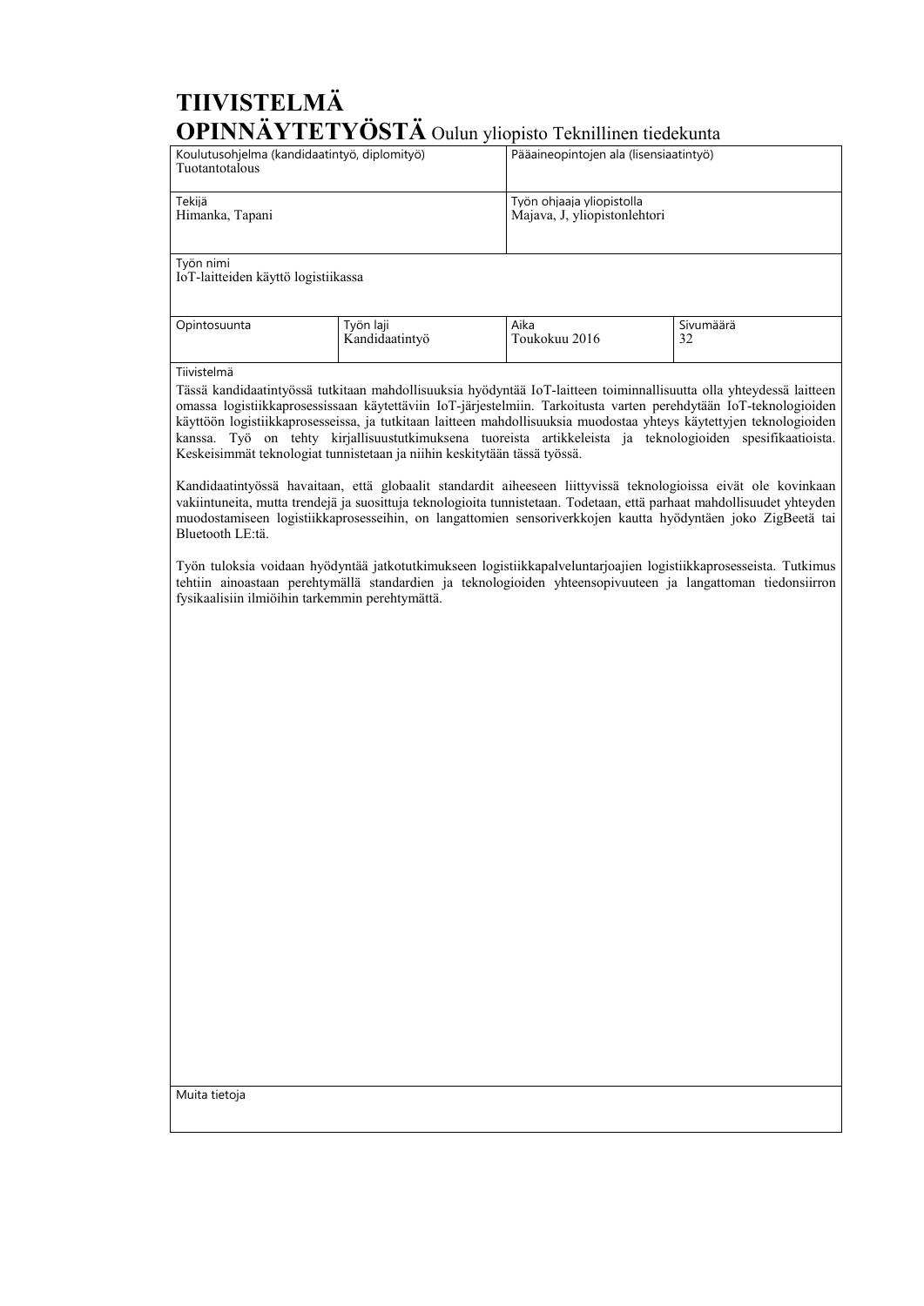# TIIVISTELMÄ OPINNÄYTETYÖSTÄ Oulun yliopisto Teknillinen tiedekunta

| Koulutusohjelma (kandidaatintyö, diplomityö) | | Pääaineopintojen ala (lisensiaatintyö) | |
|---|---|---|---|
| Tuotantotalous | | | |
| Tekijä | | Työn ohjaaja yliopistolla | |
| Himanka, Tapani | | Majava, J, yliopistonlehtori | |
| Työn nimi | | | |
| IoT-laitteiden käyttö logistiikassa | | | |
| Opintosuunta | Työn laji | Aika | Sivumäärä |
| | Kandidaatintyö | Toukokuu 2016 | 32 |

Tiivistelmä

Tässä kandidaatintyössä tutkitaan mahdollisuuksia hyödyntää IoT-laitteen toiminnallisuutta olla yhteydessä laitteen omassa logistiikkaprosessissaan käytettäviin IoT-järjestelmiin. Tarkoitusta varten perehdytään IoT-teknologioiden käyttöön logistiikkaprosesseissa, ja tutkitaan laitteen mahdollisuuksia muodostaa yhteys käytettyjen teknologioiden kanssa. Työ on tehty kirjallisuustutkimuksena tuoreista artikkeleista ja teknologioiden spesifikaatioista. Keskeisimmät teknologiat tunnistetaan ja niihin keskitytään tässä työssä.

Kandidaatintyössä havaitaan, että globaalit standardit aiheeseen liittyvissä teknologioissa eivät ole kovinkaan vakiintuneita, mutta trendejä ja suosittuja teknologioita tunnistetaan. Todetaan, että parhaat mahdollisuudet yhteyden muodostamiseen logistiikkaprosesseihin, on langattomien sensoriverkkojen kautta hyödyntäen joko ZigBeetä tai Bluetooth LE:tä.

Työn tuloksia voidaan hyödyntää jatkotutkimukseen logistiikkapalveluntarjoajien logistiikkaprosesseista. Tutkimus tehtiin ainoastaan perehtymällä standardien ja teknologioiden yhteensopivuuteen ja langattoman tiedonsiirron fysikaalisiin ilmiöihin tarkemmin perehtymättä.

Muita tietoja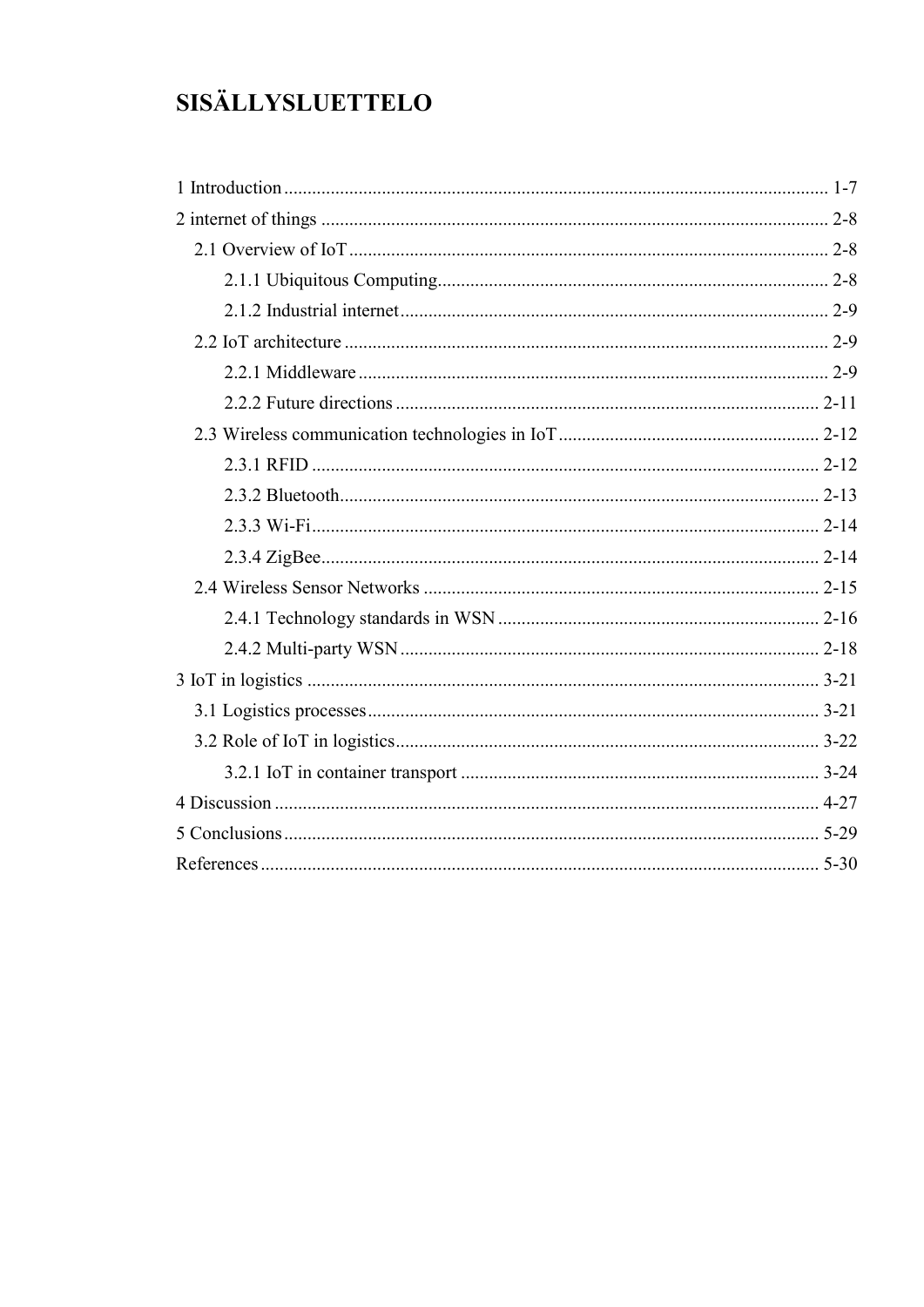# SISÄLLYSLUETTELO

1 Introduction ... 1-7
2 internet of things ... 2-8
 2.1 Overview of IoT ... 2-8
  2.1.1 Ubiquitous Computing ... 2-8
  2.1.2 Industrial internet ... 2-9
 2.2 IoT architecture ... 2-9
  2.2.1 Middleware ... 2-9
  2.2.2 Future directions ... 2-11
 2.3 Wireless communication technologies in IoT ... 2-12
  2.3.1 RFID ... 2-12
  2.3.2 Bluetooth ... 2-13
  2.3.3 Wi-Fi ... 2-14
  2.3.4 ZigBee ... 2-14
 2.4 Wireless Sensor Networks ... 2-15
  2.4.1 Technology standards in WSN ... 2-16
  2.4.2 Multi-party WSN ... 2-18
3 IoT in logistics ... 3-21
 3.1 Logistics processes ... 3-21
 3.2 Role of IoT in logistics ... 3-22
  3.2.1 IoT in container transport ... 3-24
4 Discussion ... 4-27
5 Conclusions ... 5-29
References ... 5-30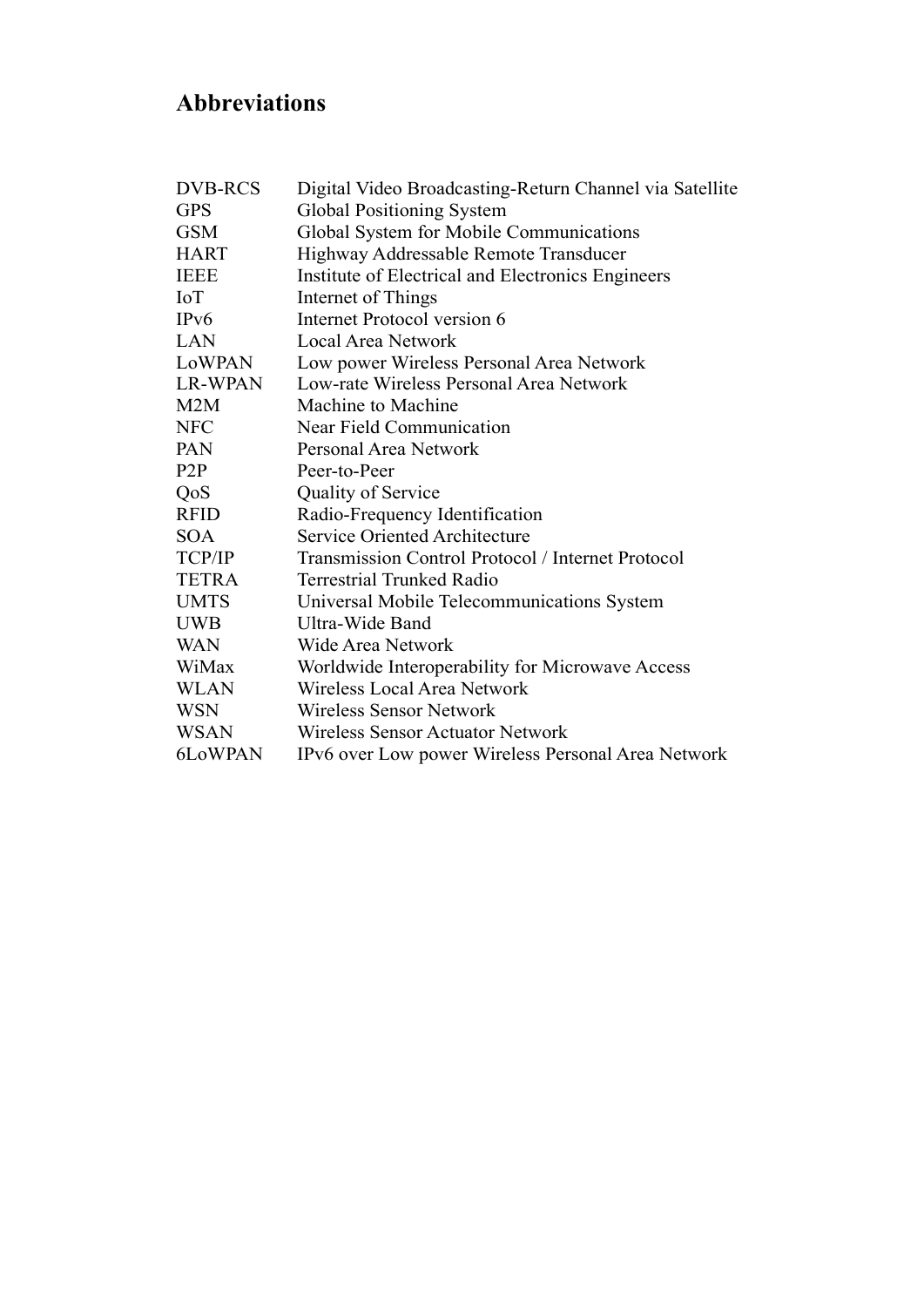## Abbreviations

| | |
|---|---|
| DVB-RCS | Digital Video Broadcasting-Return Channel via Satellite |
| GPS | Global Positioning System |
| GSM | Global System for Mobile Communications |
| HART | Highway Addressable Remote Transducer |
| IEEE | Institute of Electrical and Electronics Engineers |
| IoT | Internet of Things |
| IPv6 | Internet Protocol version 6 |
| LAN | Local Area Network |
| LoWPAN | Low power Wireless Personal Area Network |
| LR-WPAN | Low-rate Wireless Personal Area Network |
| M2M | Machine to Machine |
| NFC | Near Field Communication |
| PAN | Personal Area Network |
| P2P | Peer-to-Peer |
| QoS | Quality of Service |
| RFID | Radio-Frequency Identification |
| SOA | Service Oriented Architecture |
| TCP/IP | Transmission Control Protocol / Internet Protocol |
| TETRA | Terrestrial Trunked Radio |
| UMTS | Universal Mobile Telecommunications System |
| UWB | Ultra-Wide Band |
| WAN | Wide Area Network |
| WiMax | Worldwide Interoperability for Microwave Access |
| WLAN | Wireless Local Area Network |
| WSN | Wireless Sensor Network |
| WSAN | Wireless Sensor Actuator Network |
| 6LoWPAN | IPv6 over Low power Wireless Personal Area Network |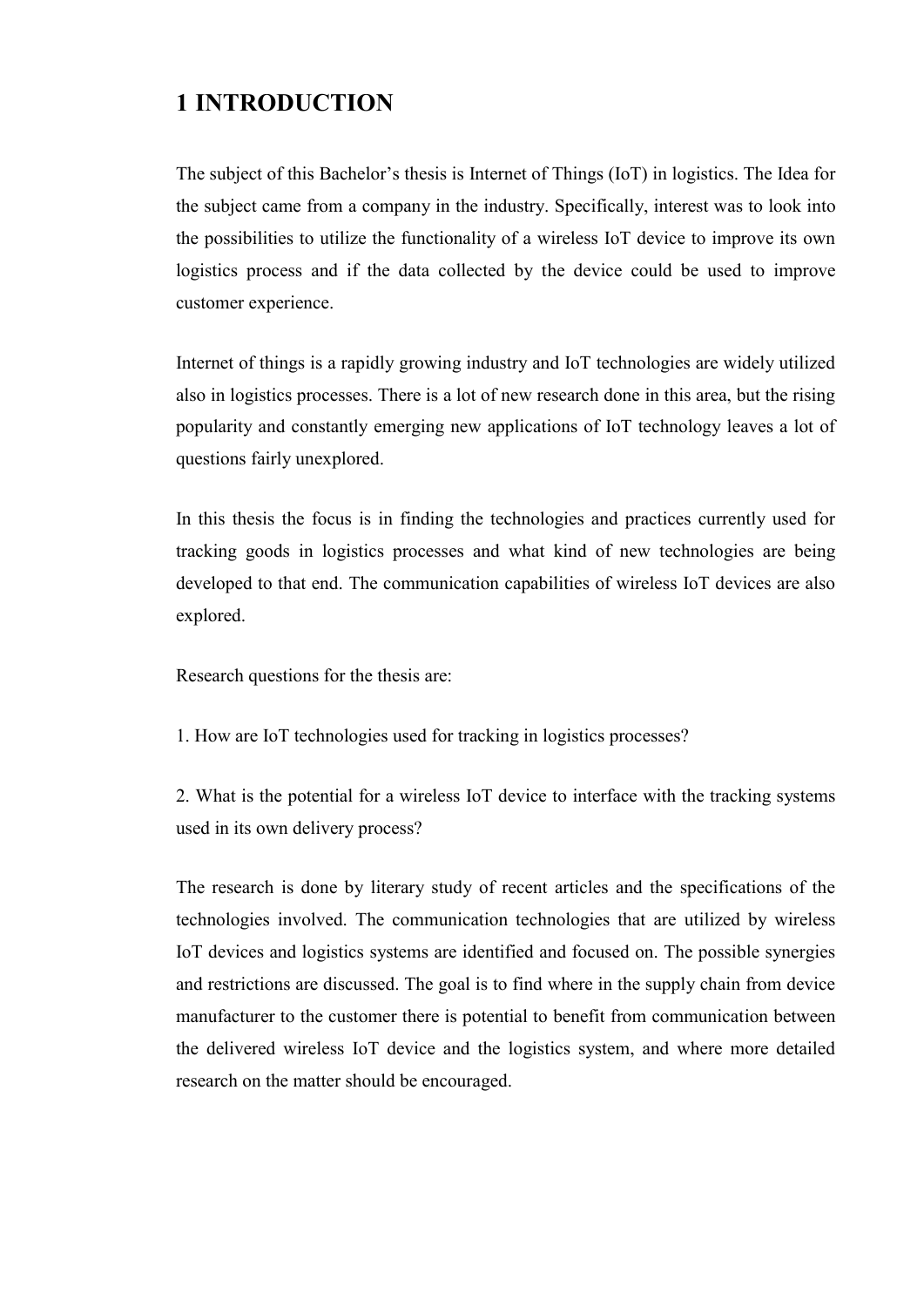# 1 INTRODUCTION

The subject of this Bachelor's thesis is Internet of Things (IoT) in logistics. The Idea for the subject came from a company in the industry. Specifically, interest was to look into the possibilities to utilize the functionality of a wireless IoT device to improve its own logistics process and if the data collected by the device could be used to improve customer experience.

Internet of things is a rapidly growing industry and IoT technologies are widely utilized also in logistics processes. There is a lot of new research done in this area, but the rising popularity and constantly emerging new applications of IoT technology leaves a lot of questions fairly unexplored.

In this thesis the focus is in finding the technologies and practices currently used for tracking goods in logistics processes and what kind of new technologies are being developed to that end. The communication capabilities of wireless IoT devices are also explored.

Research questions for the thesis are:

1. How are IoT technologies used for tracking in logistics processes?

2. What is the potential for a wireless IoT device to interface with the tracking systems used in its own delivery process?

The research is done by literary study of recent articles and the specifications of the technologies involved. The communication technologies that are utilized by wireless IoT devices and logistics systems are identified and focused on. The possible synergies and restrictions are discussed. The goal is to find where in the supply chain from device manufacturer to the customer there is potential to benefit from communication between the delivered wireless IoT device and the logistics system, and where more detailed research on the matter should be encouraged.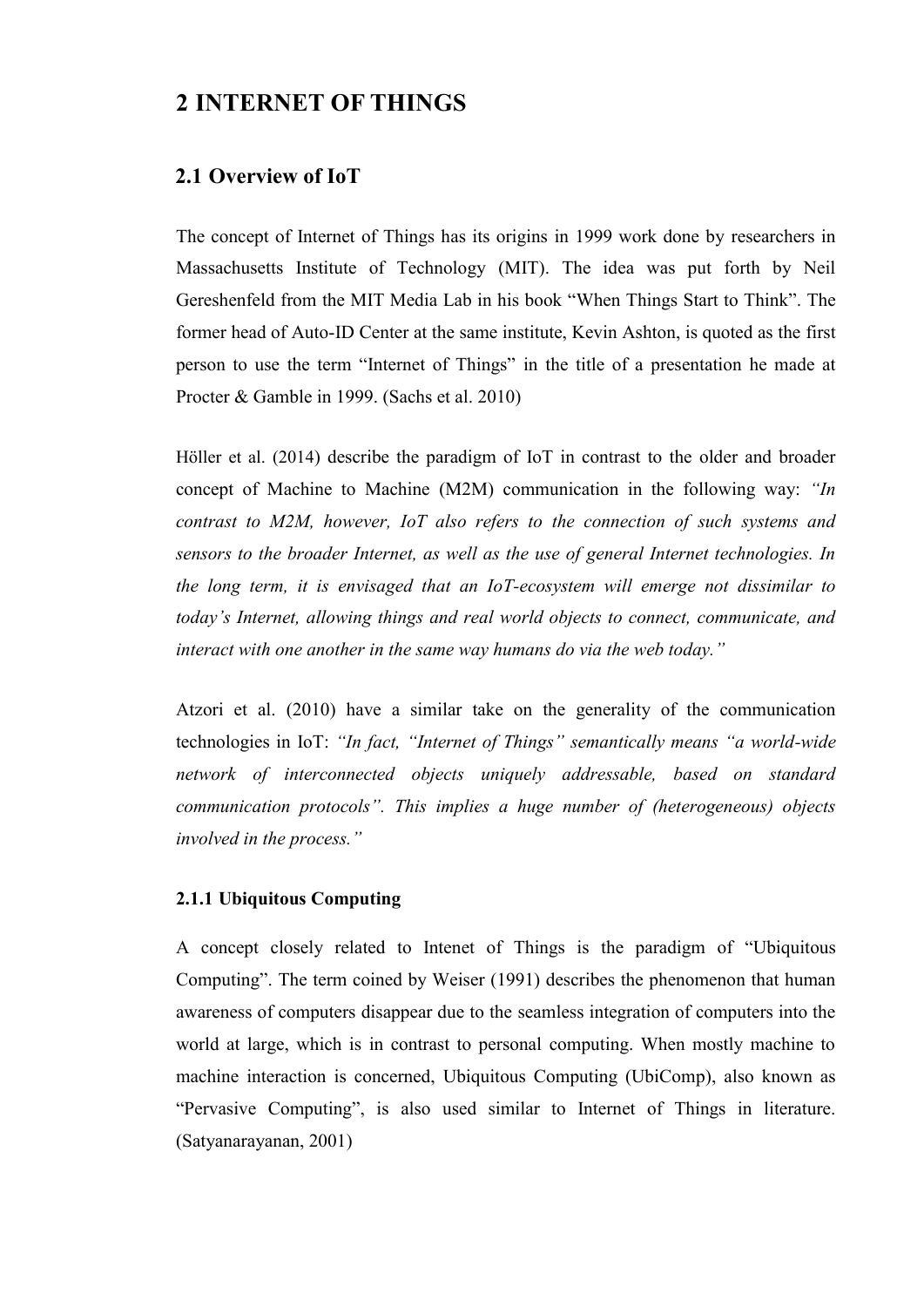# 2 INTERNET OF THINGS

## 2.1 Overview of IoT

The concept of Internet of Things has its origins in 1999 work done by researchers in Massachusetts Institute of Technology (MIT). The idea was put forth by Neil Gereshenfeld from the MIT Media Lab in his book "When Things Start to Think". The former head of Auto-ID Center at the same institute, Kevin Ashton, is quoted as the first person to use the term "Internet of Things" in the title of a presentation he made at Procter & Gamble in 1999. (Sachs et al. 2010)

Höller et al. (2014) describe the paradigm of IoT in contrast to the older and broader concept of Machine to Machine (M2M) communication in the following way: *"In contrast to M2M, however, IoT also refers to the connection of such systems and sensors to the broader Internet, as well as the use of general Internet technologies. In the long term, it is envisaged that an IoT-ecosystem will emerge not dissimilar to today's Internet, allowing things and real world objects to connect, communicate, and interact with one another in the same way humans do via the web today."*

Atzori et al. (2010) have a similar take on the generality of the communication technologies in IoT: *"In fact, "Internet of Things" semantically means "a world-wide network of interconnected objects uniquely addressable, based on standard communication protocols". This implies a huge number of (heterogeneous) objects involved in the process."*

### 2.1.1 Ubiquitous Computing

A concept closely related to Intenet of Things is the paradigm of "Ubiquitous Computing". The term coined by Weiser (1991) describes the phenomenon that human awareness of computers disappear due to the seamless integration of computers into the world at large, which is in contrast to personal computing. When mostly machine to machine interaction is concerned, Ubiquitous Computing (UbiComp), also known as "Pervasive Computing", is also used similar to Internet of Things in literature. (Satyanarayanan, 2001)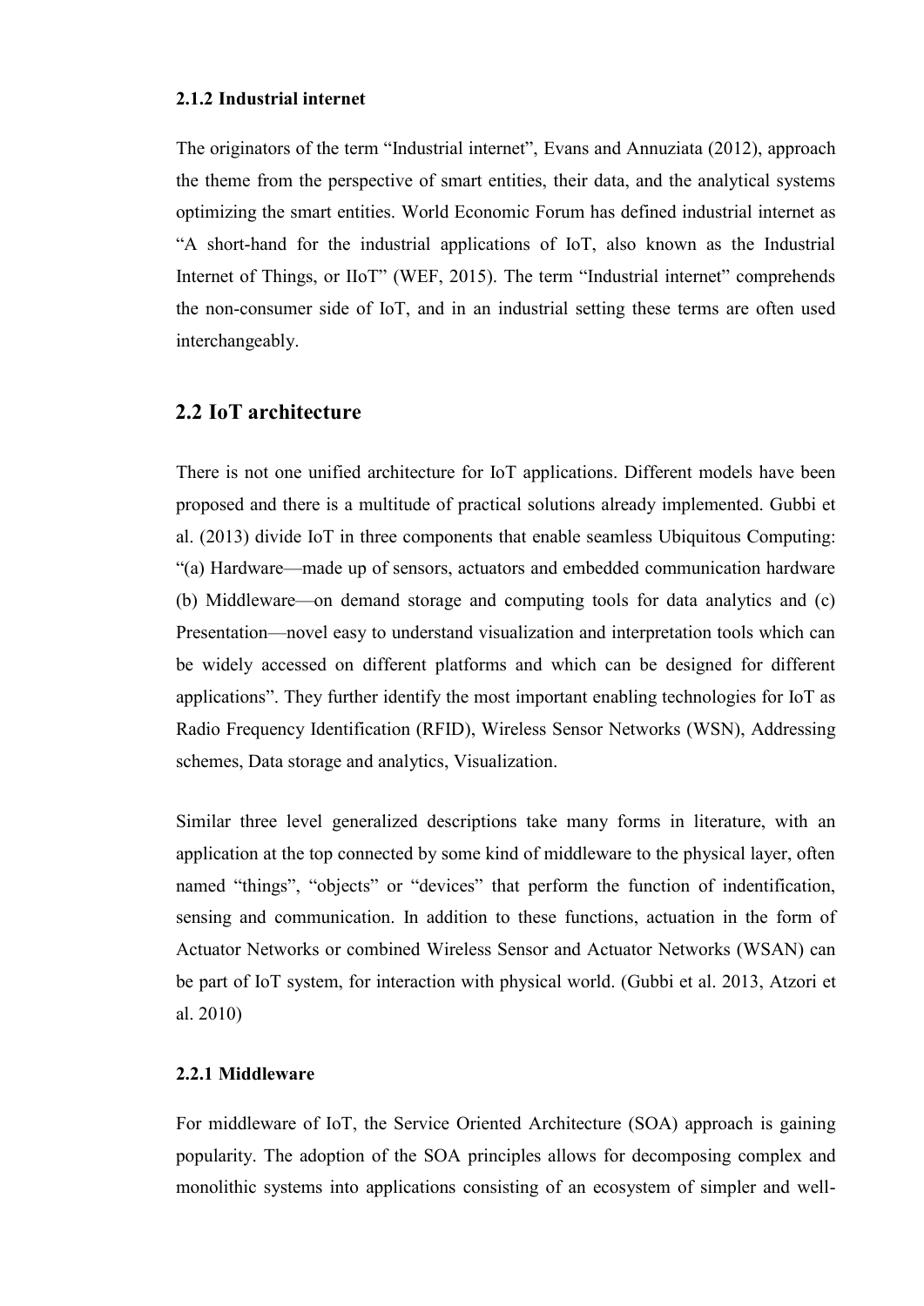### 2.1.2 Industrial internet

The originators of the term "Industrial internet", Evans and Annuziata (2012), approach the theme from the perspective of smart entities, their data, and the analytical systems optimizing the smart entities. World Economic Forum has defined industrial internet as "A short-hand for the industrial applications of IoT, also known as the Industrial Internet of Things, or IIoT" (WEF, 2015). The term "Industrial internet" comprehends the non-consumer side of IoT, and in an industrial setting these terms are often used interchangeably.

## 2.2 IoT architecture

There is not one unified architecture for IoT applications. Different models have been proposed and there is a multitude of practical solutions already implemented. Gubbi et al. (2013) divide IoT in three components that enable seamless Ubiquitous Computing: "(a) Hardware—made up of sensors, actuators and embedded communication hardware (b) Middleware—on demand storage and computing tools for data analytics and (c) Presentation—novel easy to understand visualization and interpretation tools which can be widely accessed on different platforms and which can be designed for different applications". They further identify the most important enabling technologies for IoT as Radio Frequency Identification (RFID), Wireless Sensor Networks (WSN), Addressing schemes, Data storage and analytics, Visualization.

Similar three level generalized descriptions take many forms in literature, with an application at the top connected by some kind of middleware to the physical layer, often named "things", "objects" or "devices" that perform the function of indentification, sensing and communication. In addition to these functions, actuation in the form of Actuator Networks or combined Wireless Sensor and Actuator Networks (WSAN) can be part of IoT system, for interaction with physical world. (Gubbi et al. 2013, Atzori et al. 2010)

### 2.2.1 Middleware

For middleware of IoT, the Service Oriented Architecture (SOA) approach is gaining popularity. The adoption of the SOA principles allows for decomposing complex and monolithic systems into applications consisting of an ecosystem of simpler and well-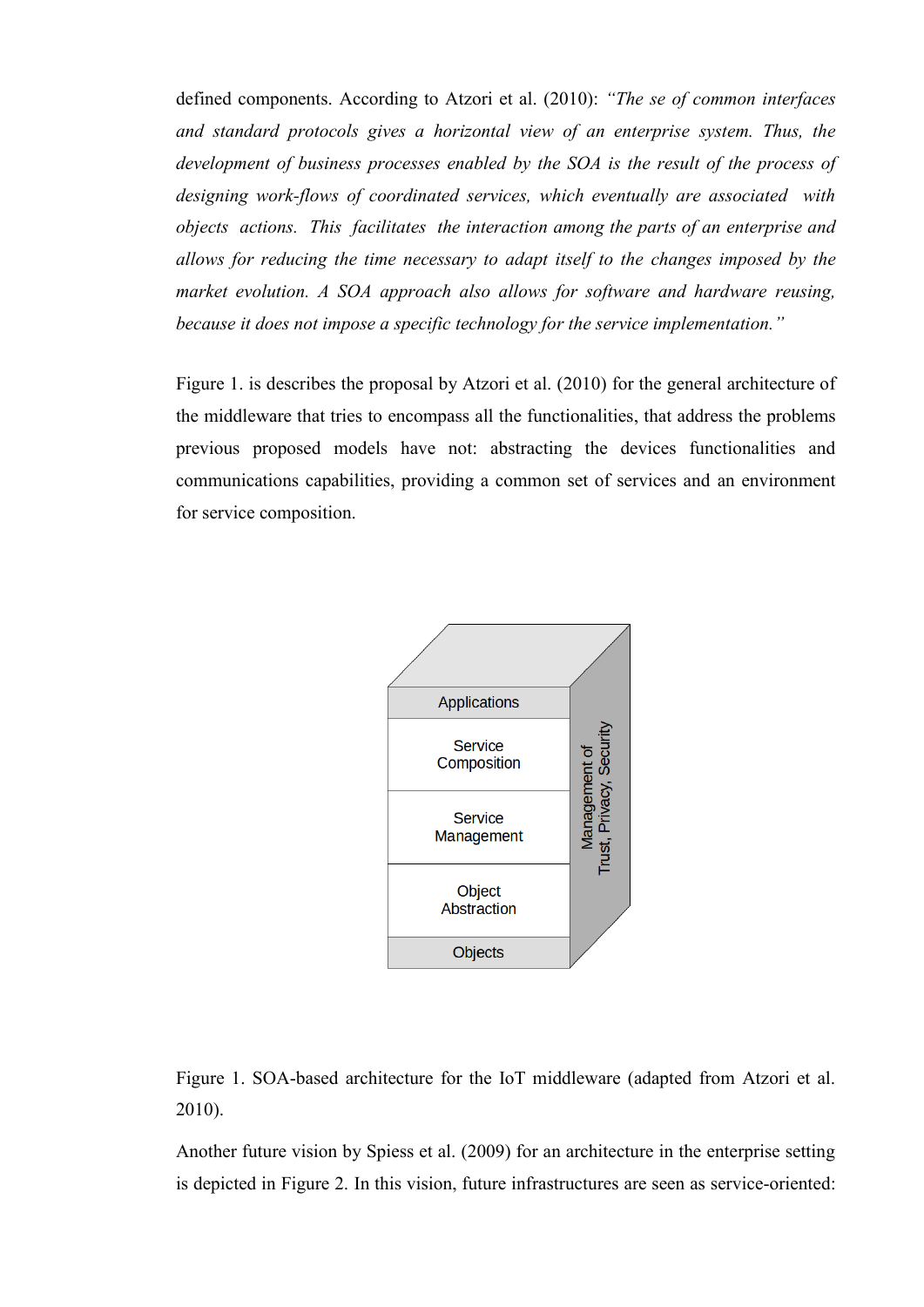defined components. According to Atzori et al. (2010): *"The se of common interfaces and standard protocols gives a horizontal view of an enterprise system. Thus, the development of business processes enabled by the SOA is the result of the process of designing work-flows of coordinated services, which eventually are associated with objects actions. This facilitates the interaction among the parts of an enterprise and allows for reducing the time necessary to adapt itself to the changes imposed by the market evolution. A SOA approach also allows for software and hardware reusing, because it does not impose a specific technology for the service implementation."*

Figure 1. is describes the proposal by Atzori et al. (2010) for the general architecture of the middleware that tries to encompass all the functionalities, that address the problems previous proposed models have not: abstracting the devices functionalities and communications capabilities, providing a common set of services and an environment for service composition.

Applications

Service Composition

Service Management

Object Abstraction

Objects

Management of Trust, Privacy, Security

Figure 1. SOA-based architecture for the IoT middleware (adapted from Atzori et al. 2010).

Another future vision by Spiess et al. (2009) for an architecture in the enterprise setting is depicted in Figure 2. In this vision, future infrastructures are seen as service-oriented: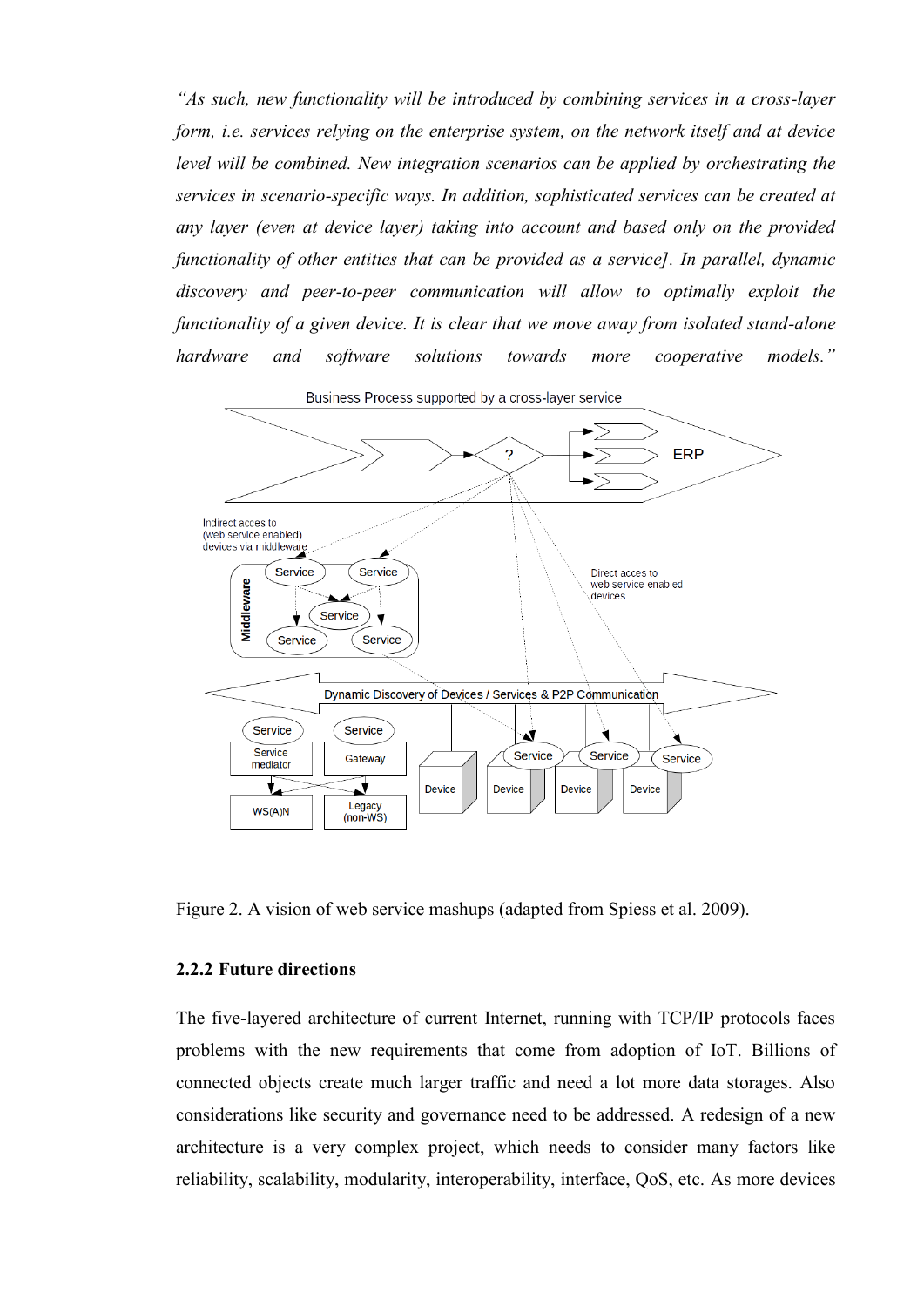*"As such, new functionality will be introduced by combining services in a cross-layer form, i.e. services relying on the enterprise system, on the network itself and at device level will be combined. New integration scenarios can be applied by orchestrating the services in scenario-specific ways. In addition, sophisticated services can be created at any layer (even at device layer) taking into account and based only on the provided functionality of other entities that can be provided as a service]. In parallel, dynamic discovery and peer-to-peer communication will allow to optimally exploit the functionality of a given device. It is clear that we move away from isolated stand-alone hardware and software solutions towards more cooperative models."*

Figure 2. A vision of web service mashups (adapted from Spiess et al. 2009).

### 2.2.2 Future directions

The five-layered architecture of current Internet, running with TCP/IP protocols faces problems with the new requirements that come from adoption of IoT. Billions of connected objects create much larger traffic and need a lot more data storages. Also considerations like security and governance need to be addressed. A redesign of a new architecture is a very complex project, which needs to consider many factors like reliability, scalability, modularity, interoperability, interface, QoS, etc. As more devices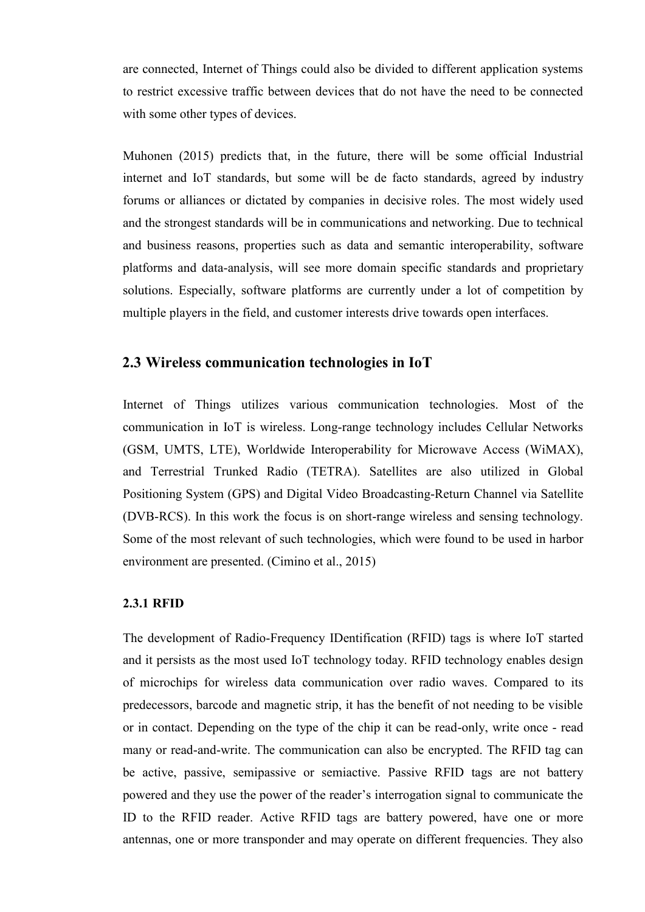are connected, Internet of Things could also be divided to different application systems to restrict excessive traffic between devices that do not have the need to be connected with some other types of devices.

Muhonen (2015) predicts that, in the future, there will be some official Industrial internet and IoT standards, but some will be de facto standards, agreed by industry forums or alliances or dictated by companies in decisive roles. The most widely used and the strongest standards will be in communications and networking. Due to technical and business reasons, properties such as data and semantic interoperability, software platforms and data-analysis, will see more domain specific standards and proprietary solutions. Especially, software platforms are currently under a lot of competition by multiple players in the field, and customer interests drive towards open interfaces.

## 2.3 Wireless communication technologies in IoT

Internet of Things utilizes various communication technologies. Most of the communication in IoT is wireless. Long-range technology includes Cellular Networks (GSM, UMTS, LTE), Worldwide Interoperability for Microwave Access (WiMAX), and Terrestrial Trunked Radio (TETRA). Satellites are also utilized in Global Positioning System (GPS) and Digital Video Broadcasting-Return Channel via Satellite (DVB-RCS). In this work the focus is on short-range wireless and sensing technology. Some of the most relevant of such technologies, which were found to be used in harbor environment are presented. (Cimino et al., 2015)

### 2.3.1 RFID

The development of Radio-Frequency IDentification (RFID) tags is where IoT started and it persists as the most used IoT technology today. RFID technology enables design of microchips for wireless data communication over radio waves. Compared to its predecessors, barcode and magnetic strip, it has the benefit of not needing to be visible or in contact. Depending on the type of the chip it can be read-only, write once - read many or read-and-write. The communication can also be encrypted. The RFID tag can be active, passive, semipassive or semiactive. Passive RFID tags are not battery powered and they use the power of the reader's interrogation signal to communicate the ID to the RFID reader. Active RFID tags are battery powered, have one or more antennas, one or more transponder and may operate on different frequencies. They also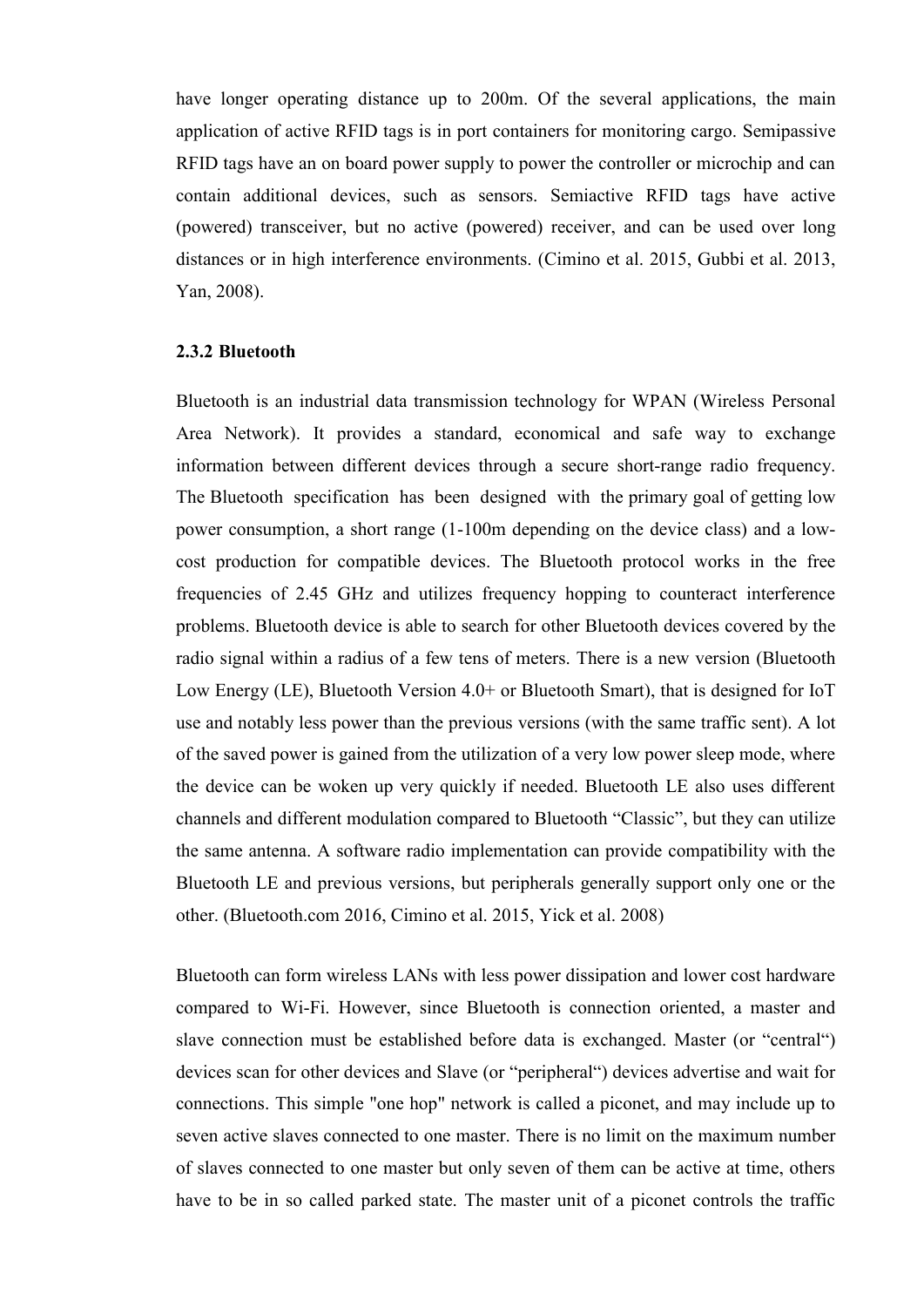have longer operating distance up to 200m. Of the several applications, the main application of active RFID tags is in port containers for monitoring cargo. Semipassive RFID tags have an on board power supply to power the controller or microchip and can contain additional devices, such as sensors. Semiactive RFID tags have active (powered) transceiver, but no active (powered) receiver, and can be used over long distances or in high interference environments. (Cimino et al. 2015, Gubbi et al. 2013, Yan, 2008).

### 2.3.2 Bluetooth

Bluetooth is an industrial data transmission technology for WPAN (Wireless Personal Area Network). It provides a standard, economical and safe way to exchange information between different devices through a secure short-range radio frequency. The Bluetooth specification has been designed with the primary goal of getting low power consumption, a short range (1-100m depending on the device class) and a low-cost production for compatible devices. The Bluetooth protocol works in the free frequencies of 2.45 GHz and utilizes frequency hopping to counteract interference problems. Bluetooth device is able to search for other Bluetooth devices covered by the radio signal within a radius of a few tens of meters. There is a new version (Bluetooth Low Energy (LE), Bluetooth Version 4.0+ or Bluetooth Smart), that is designed for IoT use and notably less power than the previous versions (with the same traffic sent). A lot of the saved power is gained from the utilization of a very low power sleep mode, where the device can be woken up very quickly if needed. Bluetooth LE also uses different channels and different modulation compared to Bluetooth "Classic", but they can utilize the same antenna. A software radio implementation can provide compatibility with the Bluetooth LE and previous versions, but peripherals generally support only one or the other. (Bluetooth.com 2016, Cimino et al. 2015, Yick et al. 2008)

Bluetooth can form wireless LANs with less power dissipation and lower cost hardware compared to Wi-Fi. However, since Bluetooth is connection oriented, a master and slave connection must be established before data is exchanged. Master (or "central") devices scan for other devices and Slave (or "peripheral") devices advertise and wait for connections. This simple "one hop" network is called a piconet, and may include up to seven active slaves connected to one master. There is no limit on the maximum number of slaves connected to one master but only seven of them can be active at time, others have to be in so called parked state. The master unit of a piconet controls the traffic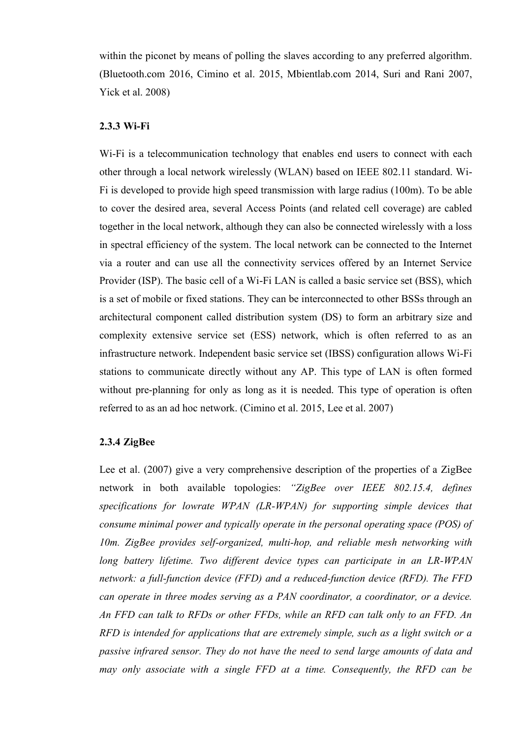within the piconet by means of polling the slaves according to any preferred algorithm. (Bluetooth.com 2016, Cimino et al. 2015, Mbientlab.com 2014, Suri and Rani 2007, Yick et al. 2008)

### 2.3.3 Wi-Fi

Wi-Fi is a telecommunication technology that enables end users to connect with each other through a local network wirelessly (WLAN) based on IEEE 802.11 standard. Wi-Fi is developed to provide high speed transmission with large radius (100m). To be able to cover the desired area, several Access Points (and related cell coverage) are cabled together in the local network, although they can also be connected wirelessly with a loss in spectral efficiency of the system. The local network can be connected to the Internet via a router and can use all the connectivity services offered by an Internet Service Provider (ISP). The basic cell of a Wi-Fi LAN is called a basic service set (BSS), which is a set of mobile or fixed stations. They can be interconnected to other BSSs through an architectural component called distribution system (DS) to form an arbitrary size and complexity extensive service set (ESS) network, which is often referred to as an infrastructure network. Independent basic service set (IBSS) configuration allows Wi-Fi stations to communicate directly without any AP. This type of LAN is often formed without pre-planning for only as long as it is needed. This type of operation is often referred to as an ad hoc network. (Cimino et al. 2015, Lee et al. 2007)

### 2.3.4 ZigBee

Lee et al. (2007) give a very comprehensive description of the properties of a ZigBee network in both available topologies: *"ZigBee over IEEE 802.15.4, defines specifications for lowrate WPAN (LR-WPAN) for supporting simple devices that consume minimal power and typically operate in the personal operating space (POS) of 10m. ZigBee provides self-organized, multi-hop, and reliable mesh networking with long battery lifetime. Two different device types can participate in an LR-WPAN network: a full-function device (FFD) and a reduced-function device (RFD). The FFD can operate in three modes serving as a PAN coordinator, a coordinator, or a device. An FFD can talk to RFDs or other FFDs, while an RFD can talk only to an FFD. An RFD is intended for applications that are extremely simple, such as a light switch or a passive infrared sensor. They do not have the need to send large amounts of data and may only associate with a single FFD at a time. Consequently, the RFD can be*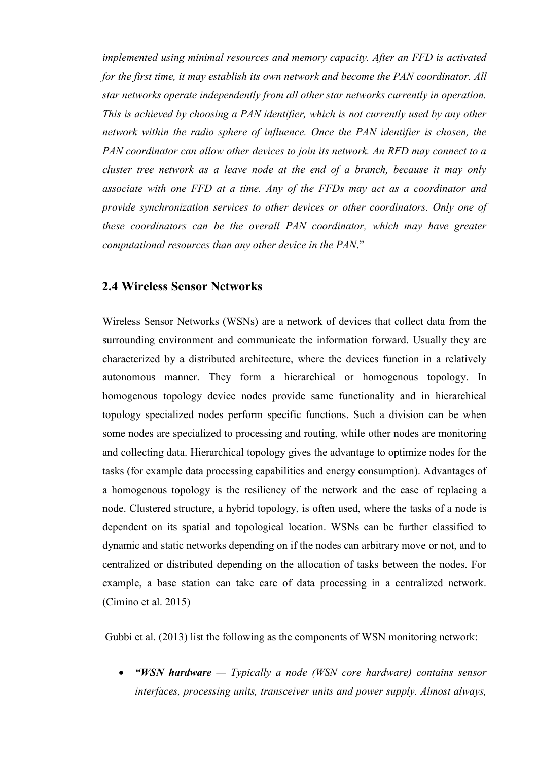*implemented using minimal resources and memory capacity. After an FFD is activated for the first time, it may establish its own network and become the PAN coordinator. All star networks operate independently from all other star networks currently in operation. This is achieved by choosing a PAN identifier, which is not currently used by any other network within the radio sphere of influence. Once the PAN identifier is chosen, the PAN coordinator can allow other devices to join its network. An RFD may connect to a cluster tree network as a leave node at the end of a branch, because it may only associate with one FFD at a time. Any of the FFDs may act as a coordinator and provide synchronization services to other devices or other coordinators. Only one of these coordinators can be the overall PAN coordinator, which may have greater computational resources than any other device in the PAN*."

## 2.4 Wireless Sensor Networks

Wireless Sensor Networks (WSNs) are a network of devices that collect data from the surrounding environment and communicate the information forward. Usually they are characterized by a distributed architecture, where the devices function in a relatively autonomous manner. They form a hierarchical or homogenous topology. In homogenous topology device nodes provide same functionality and in hierarchical topology specialized nodes perform specific functions. Such a division can be when some nodes are specialized to processing and routing, while other nodes are monitoring and collecting data. Hierarchical topology gives the advantage to optimize nodes for the tasks (for example data processing capabilities and energy consumption). Advantages of a homogenous topology is the resiliency of the network and the ease of replacing a node. Clustered structure, a hybrid topology, is often used, where the tasks of a node is dependent on its spatial and topological location. WSNs can be further classified to dynamic and static networks depending on if the nodes can arbitrary move or not, and to centralized or distributed depending on the allocation of tasks between the nodes. For example, a base station can take care of data processing in a centralized network. (Cimino et al. 2015)

Gubbi et al. (2013) list the following as the components of WSN monitoring network:

- ***"WSN hardware** — Typically a node (WSN core hardware) contains sensor interfaces, processing units, transceiver units and power supply. Almost always,*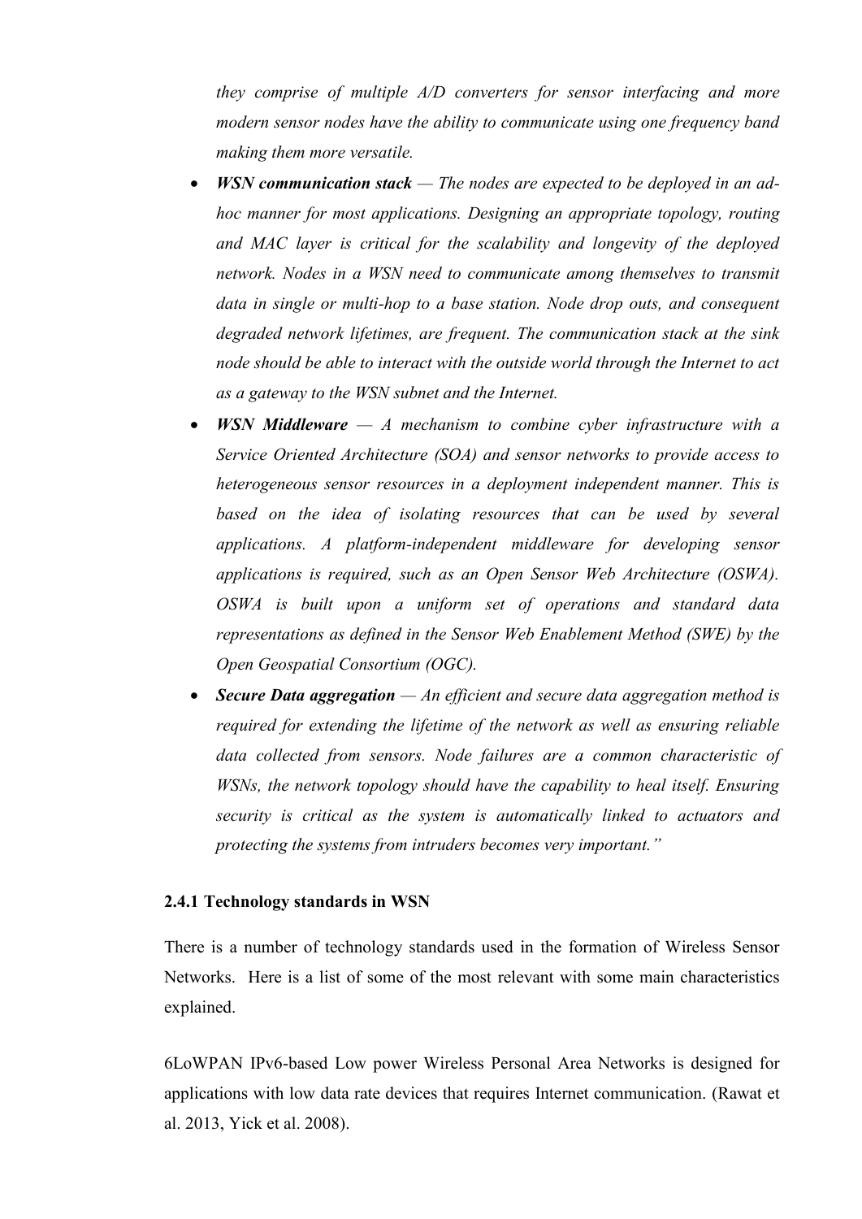*they comprise of multiple A/D converters for sensor interfacing and more modern sensor nodes have the ability to communicate using one frequency band making them more versatile.*

- ***WSN communication stack** — The nodes are expected to be deployed in an ad-hoc manner for most applications. Designing an appropriate topology, routing and MAC layer is critical for the scalability and longevity of the deployed network. Nodes in a WSN need to communicate among themselves to transmit data in single or multi-hop to a base station. Node drop outs, and consequent degraded network lifetimes, are frequent. The communication stack at the sink node should be able to interact with the outside world through the Internet to act as a gateway to the WSN subnet and the Internet.*
- ***WSN Middleware** — A mechanism to combine cyber infrastructure with a Service Oriented Architecture (SOA) and sensor networks to provide access to heterogeneous sensor resources in a deployment independent manner. This is based on the idea of isolating resources that can be used by several applications. A platform-independent middleware for developing sensor applications is required, such as an Open Sensor Web Architecture (OSWA). OSWA is built upon a uniform set of operations and standard data representations as defined in the Sensor Web Enablement Method (SWE) by the Open Geospatial Consortium (OGC).*
- ***Secure Data aggregation** — An efficient and secure data aggregation method is required for extending the lifetime of the network as well as ensuring reliable data collected from sensors. Node failures are a common characteristic of WSNs, the network topology should have the capability to heal itself. Ensuring security is critical as the system is automatically linked to actuators and protecting the systems from intruders becomes very important."*

### 2.4.1 Technology standards in WSN

There is a number of technology standards used in the formation of Wireless Sensor Networks. Here is a list of some of the most relevant with some main characteristics explained.

6LoWPAN IPv6-based Low power Wireless Personal Area Networks is designed for applications with low data rate devices that requires Internet communication. (Rawat et al. 2013, Yick et al. 2008).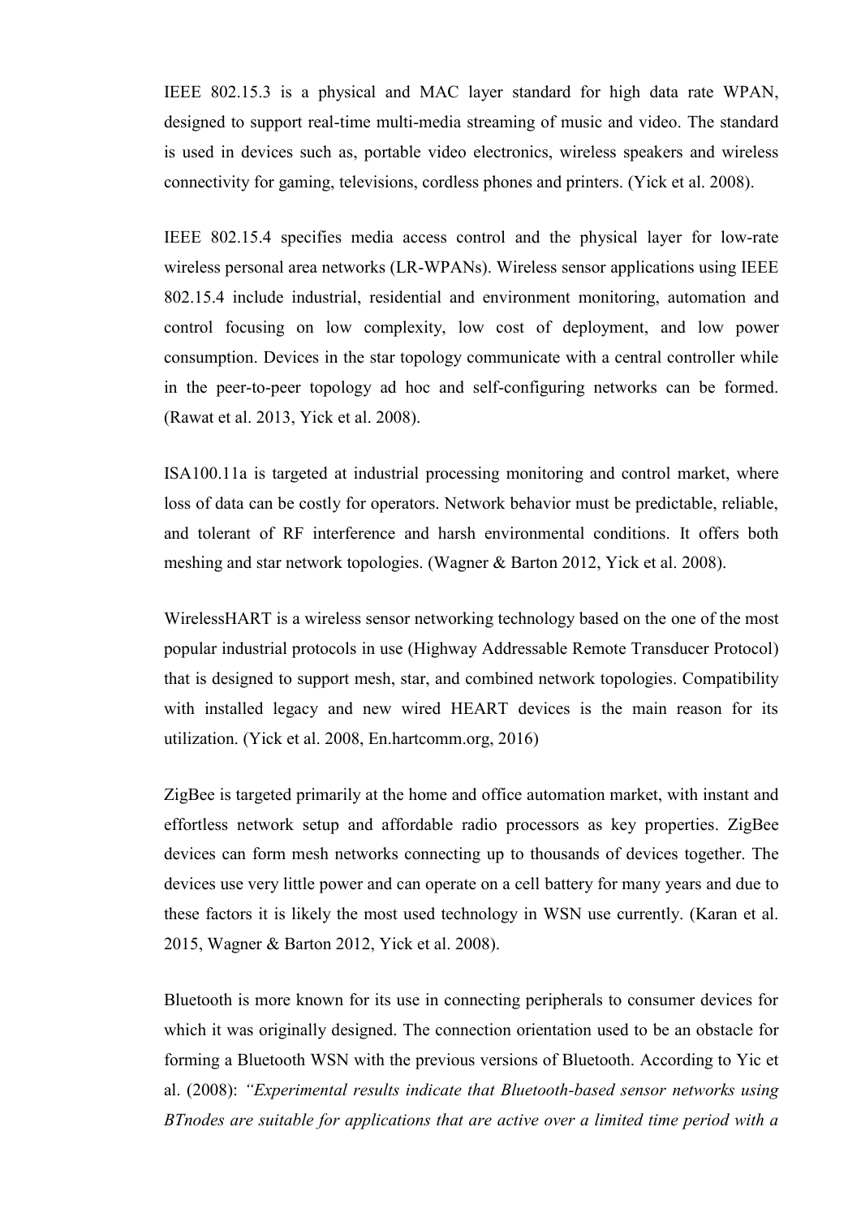IEEE 802.15.3 is a physical and MAC layer standard for high data rate WPAN, designed to support real-time multi-media streaming of music and video. The standard is used in devices such as, portable video electronics, wireless speakers and wireless connectivity for gaming, televisions, cordless phones and printers. (Yick et al. 2008).

IEEE 802.15.4 specifies media access control and the physical layer for low-rate wireless personal area networks (LR-WPANs). Wireless sensor applications using IEEE 802.15.4 include industrial, residential and environment monitoring, automation and control focusing on low complexity, low cost of deployment, and low power consumption. Devices in the star topology communicate with a central controller while in the peer-to-peer topology ad hoc and self-configuring networks can be formed. (Rawat et al. 2013, Yick et al. 2008).

ISA100.11a is targeted at industrial processing monitoring and control market, where loss of data can be costly for operators. Network behavior must be predictable, reliable, and tolerant of RF interference and harsh environmental conditions. It offers both meshing and star network topologies. (Wagner & Barton 2012, Yick et al. 2008).

WirelessHART is a wireless sensor networking technology based on the one of the most popular industrial protocols in use (Highway Addressable Remote Transducer Protocol) that is designed to support mesh, star, and combined network topologies. Compatibility with installed legacy and new wired HEART devices is the main reason for its utilization. (Yick et al. 2008, En.hartcomm.org, 2016)

ZigBee is targeted primarily at the home and office automation market, with instant and effortless network setup and affordable radio processors as key properties. ZigBee devices can form mesh networks connecting up to thousands of devices together. The devices use very little power and can operate on a cell battery for many years and due to these factors it is likely the most used technology in WSN use currently. (Karan et al. 2015, Wagner & Barton 2012, Yick et al. 2008).

Bluetooth is more known for its use in connecting peripherals to consumer devices for which it was originally designed. The connection orientation used to be an obstacle for forming a Bluetooth WSN with the previous versions of Bluetooth. According to Yic et al. (2008): *"Experimental results indicate that Bluetooth-based sensor networks using BTnodes are suitable for applications that are active over a limited time period with a*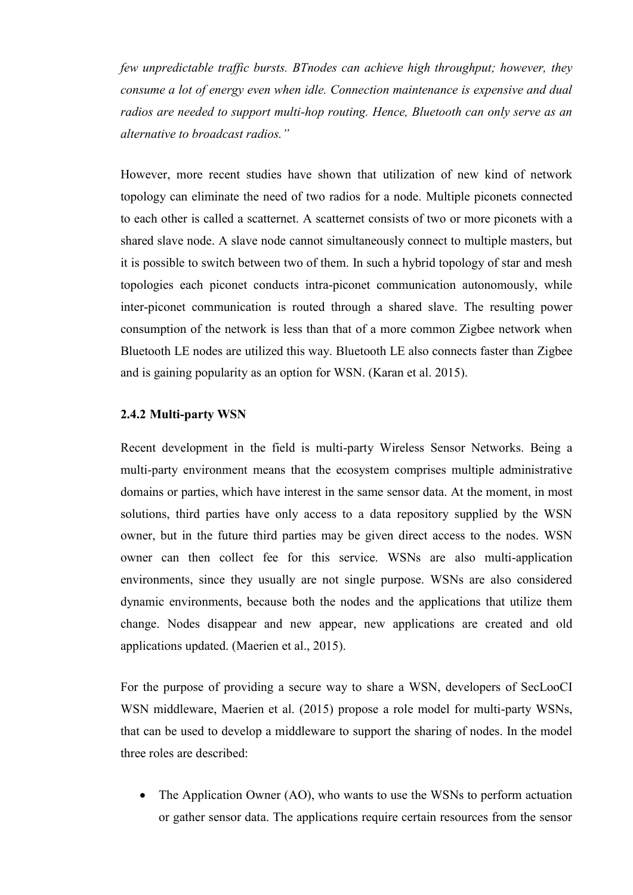*few unpredictable traffic bursts. BTnodes can achieve high throughput; however, they consume a lot of energy even when idle. Connection maintenance is expensive and dual radios are needed to support multi-hop routing. Hence, Bluetooth can only serve as an alternative to broadcast radios."*

However, more recent studies have shown that utilization of new kind of network topology can eliminate the need of two radios for a node. Multiple piconets connected to each other is called a scatternet. A scatternet consists of two or more piconets with a shared slave node. A slave node cannot simultaneously connect to multiple masters, but it is possible to switch between two of them. In such a hybrid topology of star and mesh topologies each piconet conducts intra-piconet communication autonomously, while inter-piconet communication is routed through a shared slave. The resulting power consumption of the network is less than that of a more common Zigbee network when Bluetooth LE nodes are utilized this way. Bluetooth LE also connects faster than Zigbee and is gaining popularity as an option for WSN. (Karan et al. 2015).

### 2.4.2 Multi-party WSN

Recent development in the field is multi-party Wireless Sensor Networks. Being a multi-party environment means that the ecosystem comprises multiple administrative domains or parties, which have interest in the same sensor data. At the moment, in most solutions, third parties have only access to a data repository supplied by the WSN owner, but in the future third parties may be given direct access to the nodes. WSN owner can then collect fee for this service. WSNs are also multi-application environments, since they usually are not single purpose. WSNs are also considered dynamic environments, because both the nodes and the applications that utilize them change. Nodes disappear and new appear, new applications are created and old applications updated. (Maerien et al., 2015).

For the purpose of providing a secure way to share a WSN, developers of SecLooCI WSN middleware, Maerien et al. (2015) propose a role model for multi-party WSNs, that can be used to develop a middleware to support the sharing of nodes. In the model three roles are described:

- The Application Owner (AO), who wants to use the WSNs to perform actuation or gather sensor data. The applications require certain resources from the sensor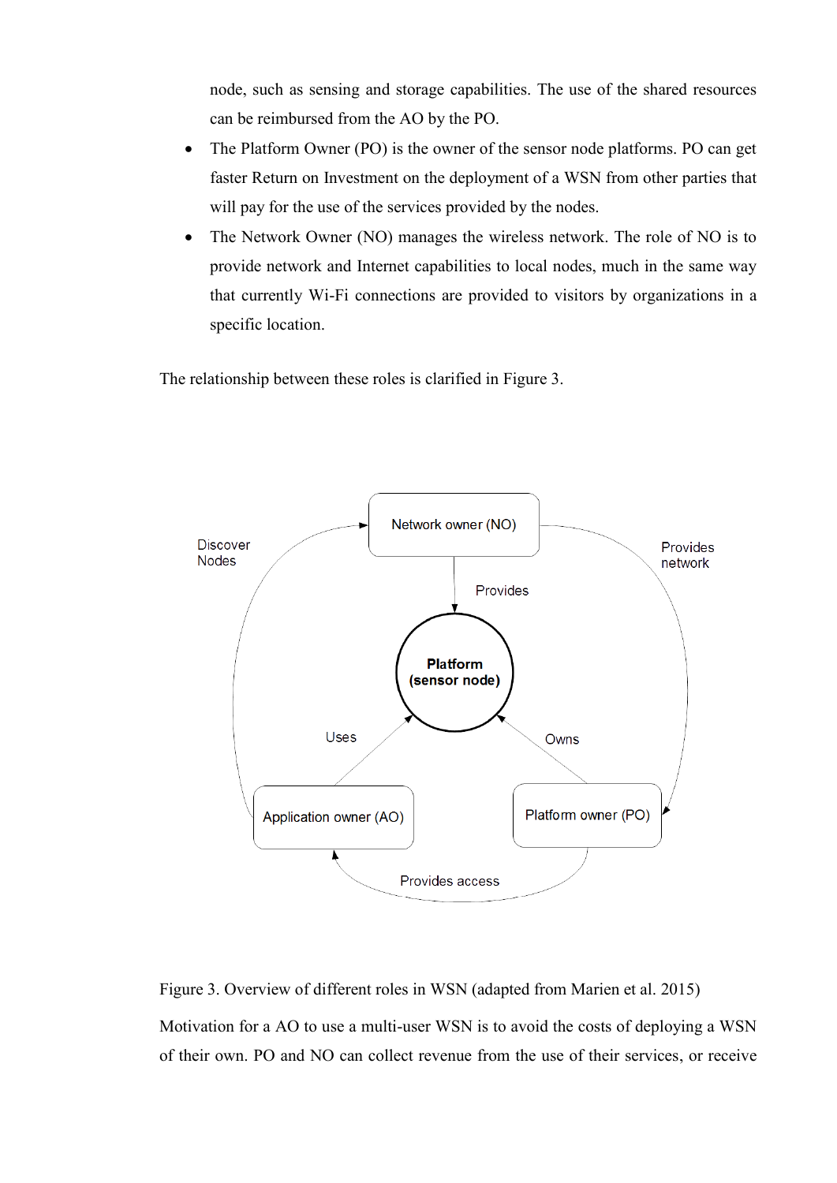node, such as sensing and storage capabilities. The use of the shared resources can be reimbursed from the AO by the PO.

- The Platform Owner (PO) is the owner of the sensor node platforms. PO can get faster Return on Investment on the deployment of a WSN from other parties that will pay for the use of the services provided by the nodes.
- The Network Owner (NO) manages the wireless network. The role of NO is to provide network and Internet capabilities to local nodes, much in the same way that currently Wi-Fi connections are provided to visitors by organizations in a specific location.

The relationship between these roles is clarified in Figure 3.

Figure 3. Overview of different roles in WSN (adapted from Marien et al. 2015)

Motivation for a AO to use a multi-user WSN is to avoid the costs of deploying a WSN of their own. PO and NO can collect revenue from the use of their services, or receive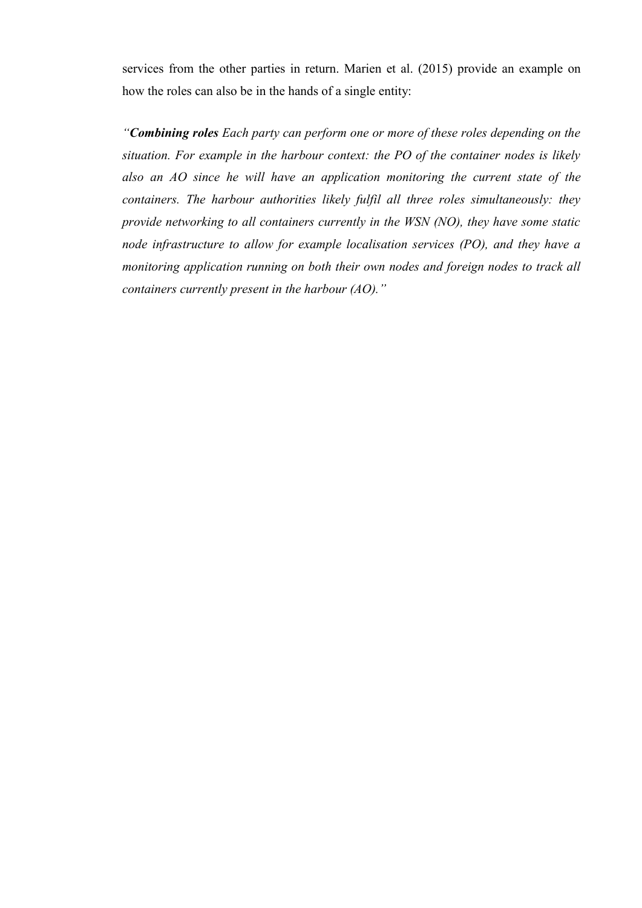services from the other parties in return. Marien et al. (2015) provide an example on how the roles can also be in the hands of a single entity:

*“**Combining roles** Each party can perform one or more of these roles depending on the situation. For example in the harbour context: the PO of the container nodes is likely also an AO since he will have an application monitoring the current state of the containers. The harbour authorities likely fulfil all three roles simultaneously: they provide networking to all containers currently in the WSN (NO), they have some static node infrastructure to allow for example localisation services (PO), and they have a monitoring application running on both their own nodes and foreign nodes to track all containers currently present in the harbour (AO).”*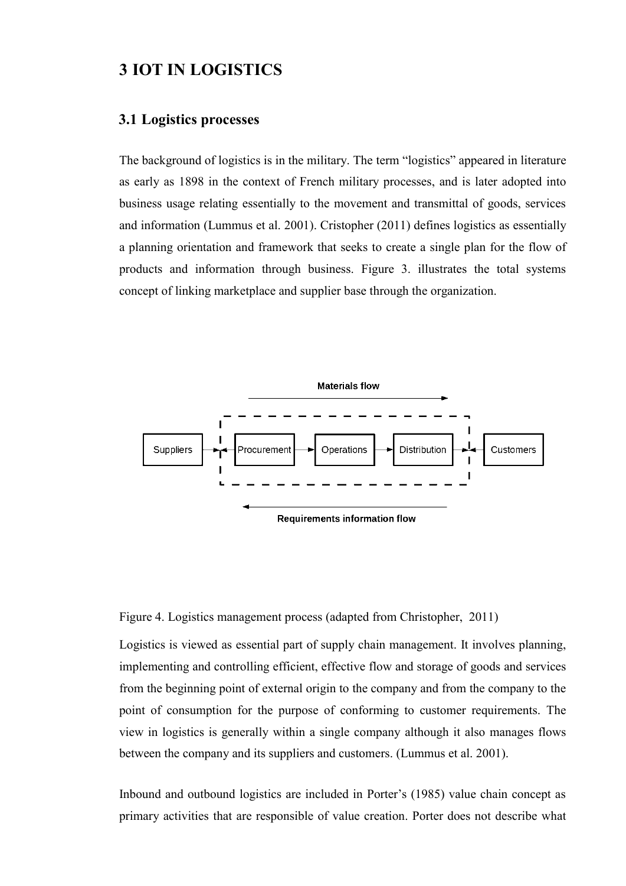# 3 IOT IN LOGISTICS

## 3.1 Logistics processes

The background of logistics is in the military. The term "logistics" appeared in literature as early as 1898 in the context of French military processes, and is later adopted into business usage relating essentially to the movement and transmittal of goods, services and information (Lummus et al. 2001). Cristopher (2011) defines logistics as essentially a planning orientation and framework that seeks to create a single plan for the flow of products and information through business. Figure 3. illustrates the total systems concept of linking marketplace and supplier base through the organization.

Figure 4. Logistics management process (adapted from Christopher, 2011)

Logistics is viewed as essential part of supply chain management. It involves planning, implementing and controlling efficient, effective flow and storage of goods and services from the beginning point of external origin to the company and from the company to the point of consumption for the purpose of conforming to customer requirements. The view in logistics is generally within a single company although it also manages flows between the company and its suppliers and customers. (Lummus et al. 2001).

Inbound and outbound logistics are included in Porter's (1985) value chain concept as primary activities that are responsible of value creation. Porter does not describe what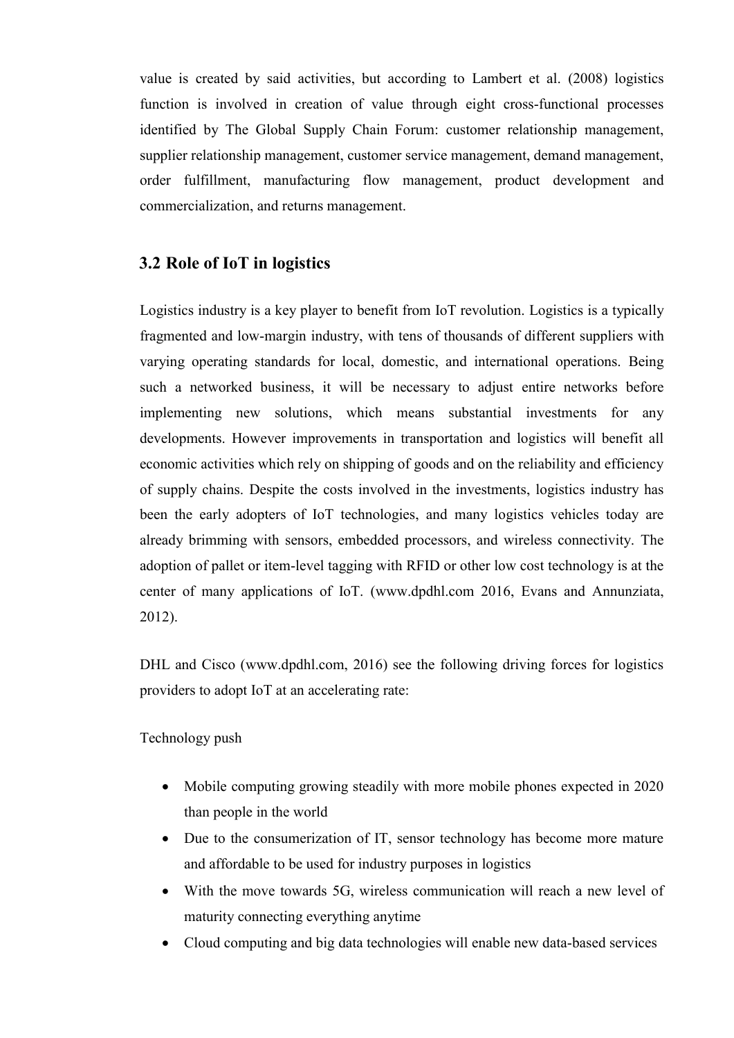value is created by said activities, but according to Lambert et al. (2008) logistics function is involved in creation of value through eight cross-functional processes identified by The Global Supply Chain Forum: customer relationship management, supplier relationship management, customer service management, demand management, order fulfillment, manufacturing flow management, product development and commercialization, and returns management.

## 3.2 Role of IoT in logistics

Logistics industry is a key player to benefit from IoT revolution. Logistics is a typically fragmented and low-margin industry, with tens of thousands of different suppliers with varying operating standards for local, domestic, and international operations. Being such a networked business, it will be necessary to adjust entire networks before implementing new solutions, which means substantial investments for any developments. However improvements in transportation and logistics will benefit all economic activities which rely on shipping of goods and on the reliability and efficiency of supply chains. Despite the costs involved in the investments, logistics industry has been the early adopters of IoT technologies, and many logistics vehicles today are already brimming with sensors, embedded processors, and wireless connectivity. The adoption of pallet or item-level tagging with RFID or other low cost technology is at the center of many applications of IoT. (www.dpdhl.com 2016, Evans and Annunziata, 2012).

DHL and Cisco (www.dpdhl.com, 2016) see the following driving forces for logistics providers to adopt IoT at an accelerating rate:

Technology push

- Mobile computing growing steadily with more mobile phones expected in 2020 than people in the world
- Due to the consumerization of IT, sensor technology has become more mature and affordable to be used for industry purposes in logistics
- With the move towards 5G, wireless communication will reach a new level of maturity connecting everything anytime
- Cloud computing and big data technologies will enable new data-based services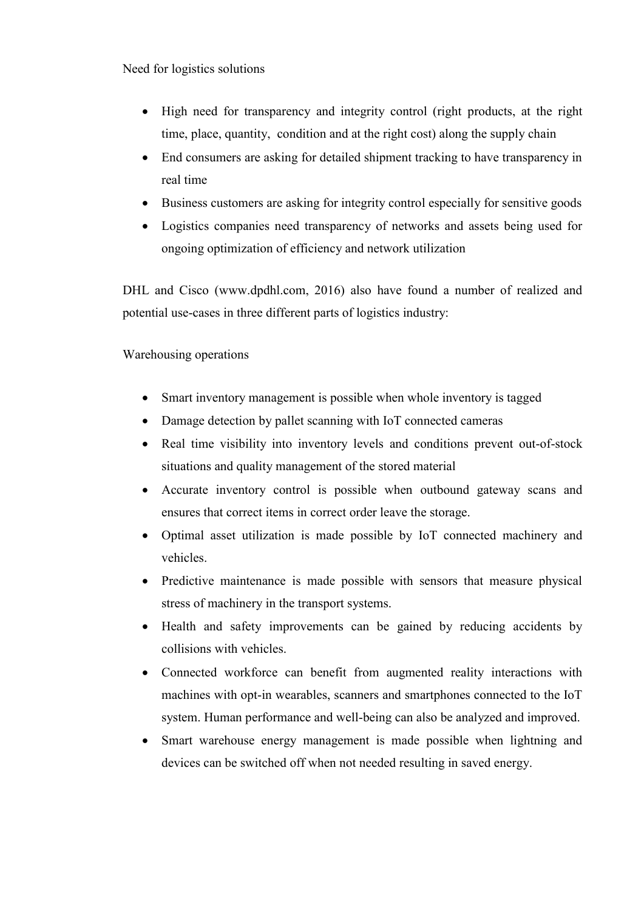Need for logistics solutions

- High need for transparency and integrity control (right products, at the right time, place, quantity, condition and at the right cost) along the supply chain
- End consumers are asking for detailed shipment tracking to have transparency in real time
- Business customers are asking for integrity control especially for sensitive goods
- Logistics companies need transparency of networks and assets being used for ongoing optimization of efficiency and network utilization

DHL and Cisco (www.dpdhl.com, 2016) also have found a number of realized and potential use-cases in three different parts of logistics industry:

Warehousing operations

- Smart inventory management is possible when whole inventory is tagged
- Damage detection by pallet scanning with IoT connected cameras
- Real time visibility into inventory levels and conditions prevent out-of-stock situations and quality management of the stored material
- Accurate inventory control is possible when outbound gateway scans and ensures that correct items in correct order leave the storage.
- Optimal asset utilization is made possible by IoT connected machinery and vehicles.
- Predictive maintenance is made possible with sensors that measure physical stress of machinery in the transport systems.
- Health and safety improvements can be gained by reducing accidents by collisions with vehicles.
- Connected workforce can benefit from augmented reality interactions with machines with opt-in wearables, scanners and smartphones connected to the IoT system. Human performance and well-being can also be analyzed and improved.
- Smart warehouse energy management is made possible when lightning and devices can be switched off when not needed resulting in saved energy.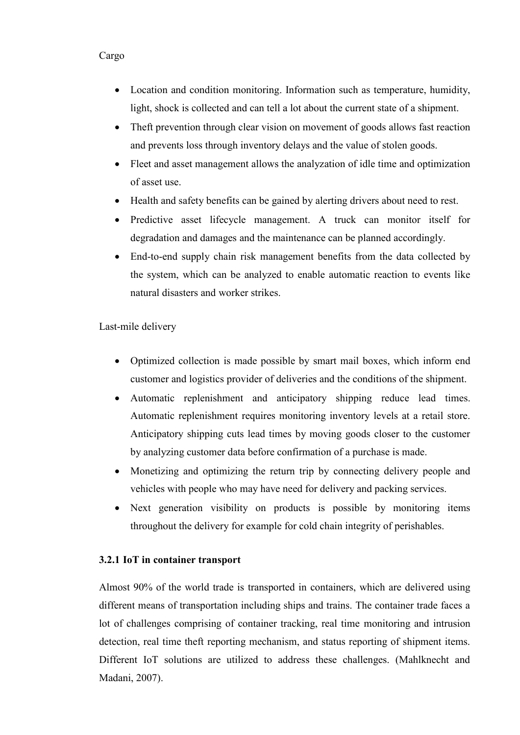Cargo

- Location and condition monitoring. Information such as temperature, humidity, light, shock is collected and can tell a lot about the current state of a shipment.
- Theft prevention through clear vision on movement of goods allows fast reaction and prevents loss through inventory delays and the value of stolen goods.
- Fleet and asset management allows the analyzation of idle time and optimization of asset use.
- Health and safety benefits can be gained by alerting drivers about need to rest.
- Predictive asset lifecycle management. A truck can monitor itself for degradation and damages and the maintenance can be planned accordingly.
- End-to-end supply chain risk management benefits from the data collected by the system, which can be analyzed to enable automatic reaction to events like natural disasters and worker strikes.

Last-mile delivery

- Optimized collection is made possible by smart mail boxes, which inform end customer and logistics provider of deliveries and the conditions of the shipment.
- Automatic replenishment and anticipatory shipping reduce lead times. Automatic replenishment requires monitoring inventory levels at a retail store. Anticipatory shipping cuts lead times by moving goods closer to the customer by analyzing customer data before confirmation of a purchase is made.
- Monetizing and optimizing the return trip by connecting delivery people and vehicles with people who may have need for delivery and packing services.
- Next generation visibility on products is possible by monitoring items throughout the delivery for example for cold chain integrity of perishables.

### 3.2.1 IoT in container transport

Almost 90% of the world trade is transported in containers, which are delivered using different means of transportation including ships and trains. The container trade faces a lot of challenges comprising of container tracking, real time monitoring and intrusion detection, real time theft reporting mechanism, and status reporting of shipment items. Different IoT solutions are utilized to address these challenges. (Mahlknecht and Madani, 2007).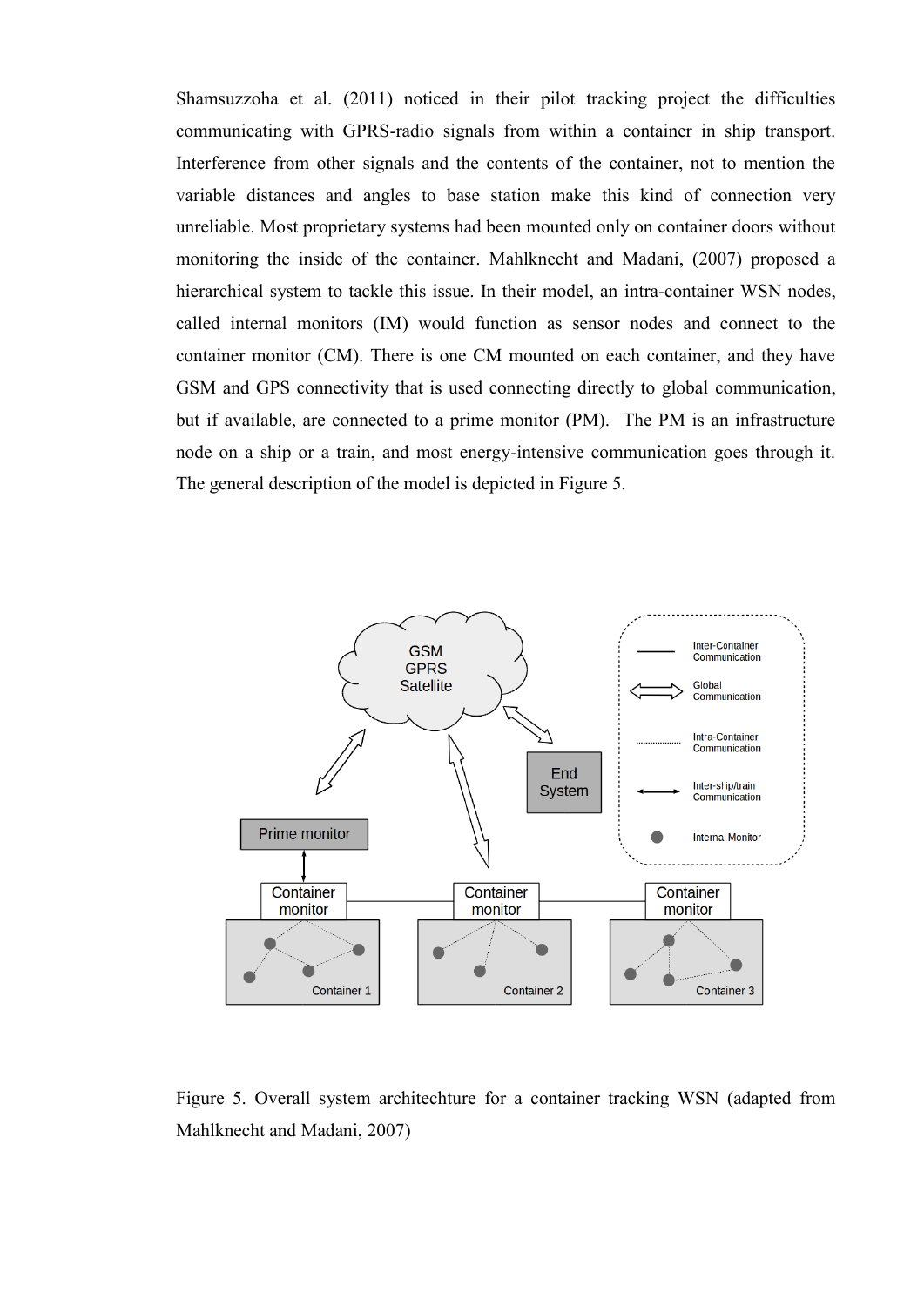Shamsuzzoha et al. (2011) noticed in their pilot tracking project the difficulties communicating with GPRS-radio signals from within a container in ship transport. Interference from other signals and the contents of the container, not to mention the variable distances and angles to base station make this kind of connection very unreliable. Most proprietary systems had been mounted only on container doors without monitoring the inside of the container. Mahlknecht and Madani, (2007) proposed a hierarchical system to tackle this issue. In their model, an intra-container WSN nodes, called internal monitors (IM) would function as sensor nodes and connect to the container monitor (CM). There is one CM mounted on each container, and they have GSM and GPS connectivity that is used connecting directly to global communication, but if available, are connected to a prime monitor (PM). The PM is an infrastructure node on a ship or a train, and most energy-intensive communication goes through it. The general description of the model is depicted in Figure 5.

Figure 5. Overall system architechture for a container tracking WSN (adapted from Mahlknecht and Madani, 2007)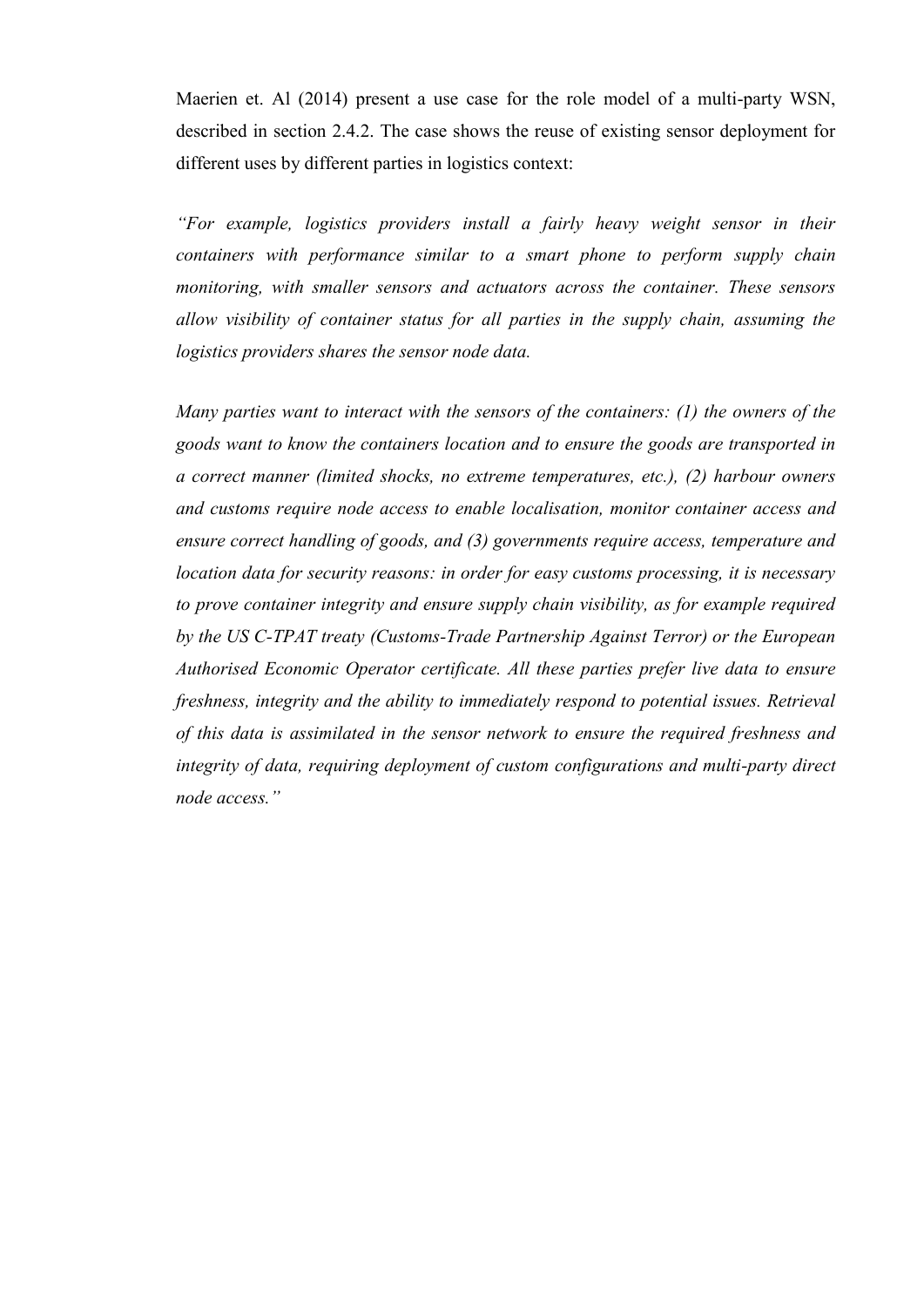Maerien et. Al (2014) present a use case for the role model of a multi-party WSN, described in section 2.4.2. The case shows the reuse of existing sensor deployment for different uses by different parties in logistics context:

*"For example, logistics providers install a fairly heavy weight sensor in their containers with performance similar to a smart phone to perform supply chain monitoring, with smaller sensors and actuators across the container. These sensors allow visibility of container status for all parties in the supply chain, assuming the logistics providers shares the sensor node data.*

*Many parties want to interact with the sensors of the containers: (1) the owners of the goods want to know the containers location and to ensure the goods are transported in a correct manner (limited shocks, no extreme temperatures, etc.), (2) harbour owners and customs require node access to enable localisation, monitor container access and ensure correct handling of goods, and (3) governments require access, temperature and location data for security reasons: in order for easy customs processing, it is necessary to prove container integrity and ensure supply chain visibility, as for example required by the US C-TPAT treaty (Customs-Trade Partnership Against Terror) or the European Authorised Economic Operator certificate. All these parties prefer live data to ensure freshness, integrity and the ability to immediately respond to potential issues. Retrieval of this data is assimilated in the sensor network to ensure the required freshness and integrity of data, requiring deployment of custom configurations and multi-party direct node access."*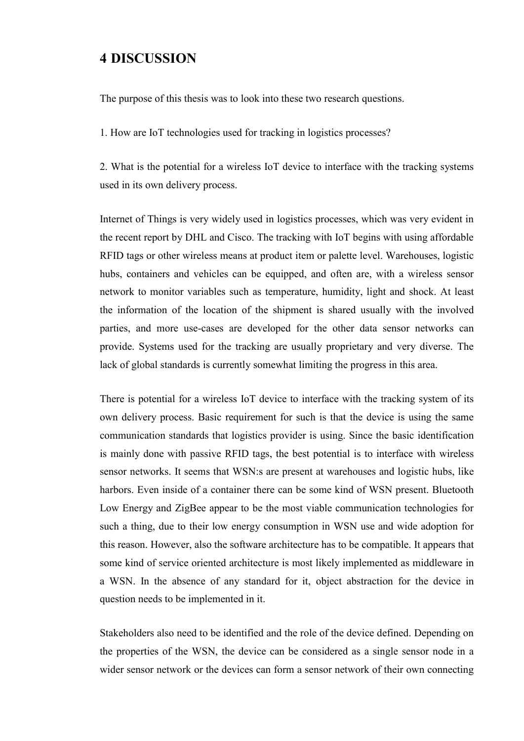# 4 DISCUSSION

The purpose of this thesis was to look into these two research questions.

1. How are IoT technologies used for tracking in logistics processes?

2. What is the potential for a wireless IoT device to interface with the tracking systems used in its own delivery process.

Internet of Things is very widely used in logistics processes, which was very evident in the recent report by DHL and Cisco. The tracking with IoT begins with using affordable RFID tags or other wireless means at product item or palette level. Warehouses, logistic hubs, containers and vehicles can be equipped, and often are, with a wireless sensor network to monitor variables such as temperature, humidity, light and shock. At least the information of the location of the shipment is shared usually with the involved parties, and more use-cases are developed for the other data sensor networks can provide. Systems used for the tracking are usually proprietary and very diverse. The lack of global standards is currently somewhat limiting the progress in this area.

There is potential for a wireless IoT device to interface with the tracking system of its own delivery process. Basic requirement for such is that the device is using the same communication standards that logistics provider is using. Since the basic identification is mainly done with passive RFID tags, the best potential is to interface with wireless sensor networks. It seems that WSN:s are present at warehouses and logistic hubs, like harbors. Even inside of a container there can be some kind of WSN present. Bluetooth Low Energy and ZigBee appear to be the most viable communication technologies for such a thing, due to their low energy consumption in WSN use and wide adoption for this reason. However, also the software architecture has to be compatible. It appears that some kind of service oriented architecture is most likely implemented as middleware in a WSN. In the absence of any standard for it, object abstraction for the device in question needs to be implemented in it.

Stakeholders also need to be identified and the role of the device defined. Depending on the properties of the WSN, the device can be considered as a single sensor node in a wider sensor network or the devices can form a sensor network of their own connecting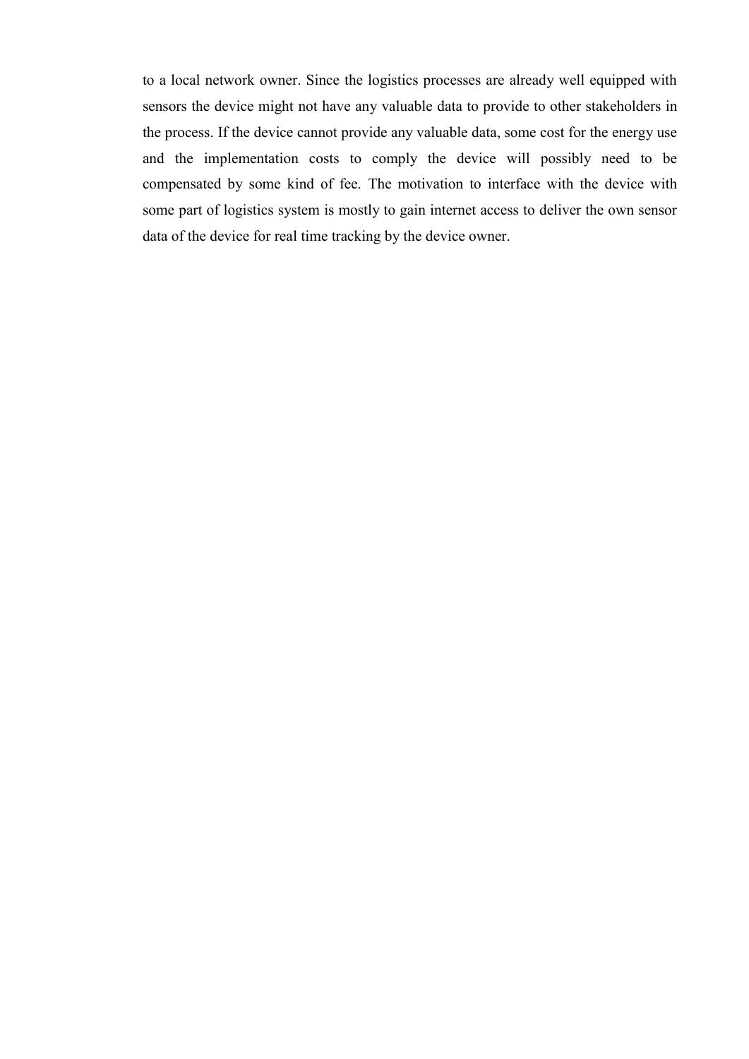to a local network owner. Since the logistics processes are already well equipped with sensors the device might not have any valuable data to provide to other stakeholders in the process. If the device cannot provide any valuable data, some cost for the energy use and the implementation costs to comply the device will possibly need to be compensated by some kind of fee. The motivation to interface with the device with some part of logistics system is mostly to gain internet access to deliver the own sensor data of the device for real time tracking by the device owner.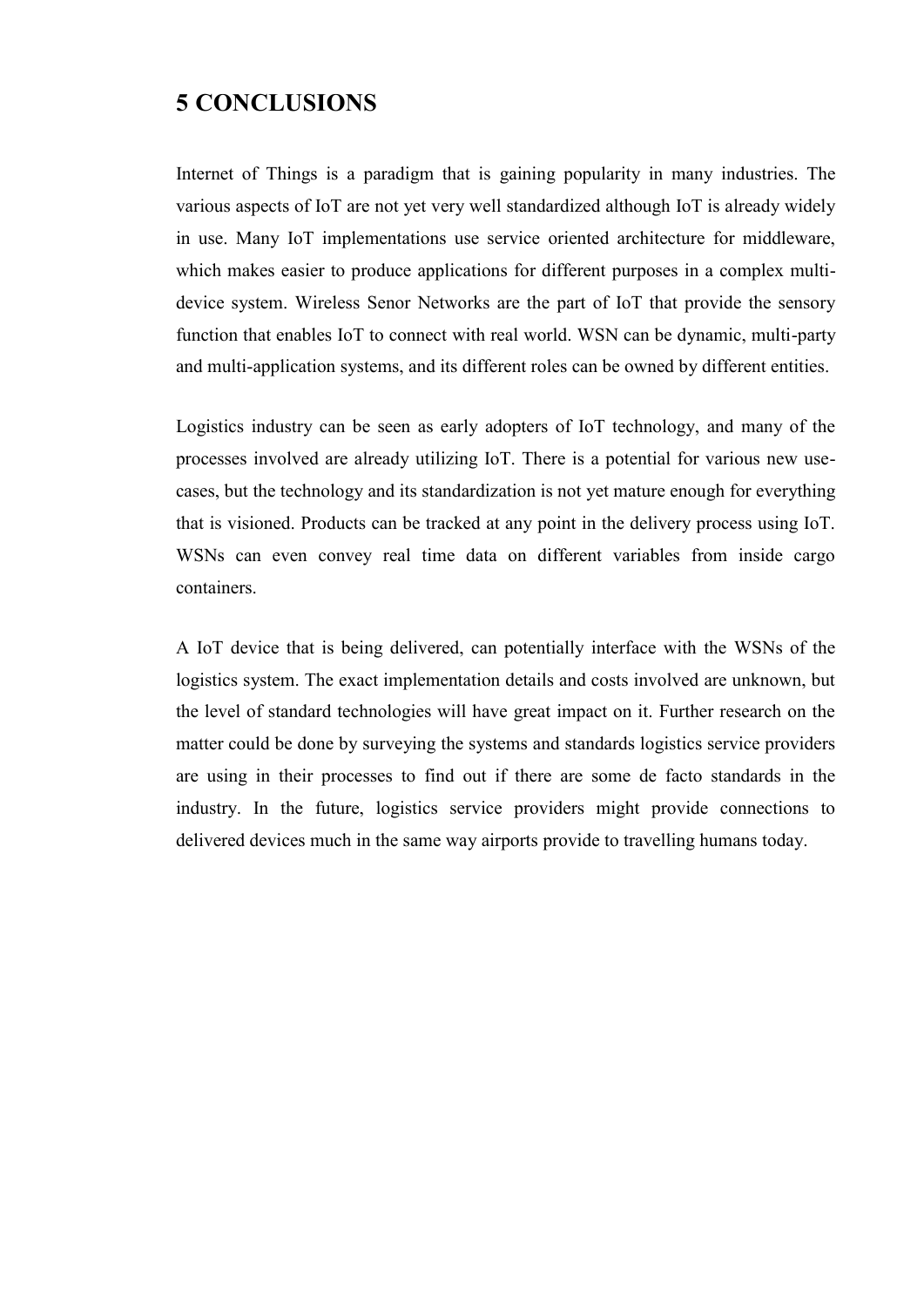# 5 CONCLUSIONS

Internet of Things is a paradigm that is gaining popularity in many industries. The various aspects of IoT are not yet very well standardized although IoT is already widely in use. Many IoT implementations use service oriented architecture for middleware, which makes easier to produce applications for different purposes in a complex multi-device system. Wireless Senor Networks are the part of IoT that provide the sensory function that enables IoT to connect with real world. WSN can be dynamic, multi-party and multi-application systems, and its different roles can be owned by different entities.

Logistics industry can be seen as early adopters of IoT technology, and many of the processes involved are already utilizing IoT. There is a potential for various new use-cases, but the technology and its standardization is not yet mature enough for everything that is visioned. Products can be tracked at any point in the delivery process using IoT. WSNs can even convey real time data on different variables from inside cargo containers.

A IoT device that is being delivered, can potentially interface with the WSNs of the logistics system. The exact implementation details and costs involved are unknown, but the level of standard technologies will have great impact on it. Further research on the matter could be done by surveying the systems and standards logistics service providers are using in their processes to find out if there are some de facto standards in the industry. In the future, logistics service providers might provide connections to delivered devices much in the same way airports provide to travelling humans today.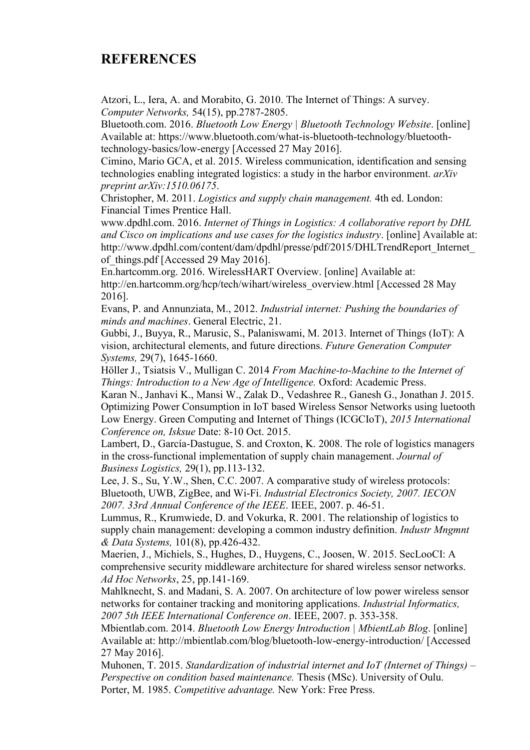## REFERENCES

Atzori, L., Iera, A. and Morabito, G. 2010. The Internet of Things: A survey. *Computer Networks,* 54(15), pp.2787-2805.

Bluetooth.com. 2016. *Bluetooth Low Energy | Bluetooth Technology Website*. [online] Available at: https://www.bluetooth.com/what-is-bluetooth-technology/bluetooth-technology-basics/low-energy [Accessed 27 May 2016].

Cimino, Mario GCA, et al. 2015. Wireless communication, identification and sensing technologies enabling integrated logistics: a study in the harbor environment. *arXiv preprint arXiv:1510.06175*.

Christopher, M. 2011. *Logistics and supply chain management.* 4th ed. London: Financial Times Prentice Hall.

www.dpdhl.com. 2016. *Internet of Things in Logistics: A collaborative report by DHL and Cisco on implications and use cases for the logistics industry*. [online] Available at: http://www.dpdhl.com/content/dam/dpdhl/presse/pdf/2015/DHLTrendReport_Internet_of_things.pdf [Accessed 29 May 2016].

En.hartcomm.org. 2016. WirelessHART Overview. [online] Available at: http://en.hartcomm.org/hcp/tech/wihart/wireless_overview.html [Accessed 28 May 2016].

Evans, P. and Annunziata, M., 2012. *Industrial internet: Pushing the boundaries of minds and machines*. General Electric, 21.

Gubbi, J., Buyya, R., Marusic, S., Palaniswami, M. 2013. Internet of Things (IoT): A vision, architectural elements, and future directions. *Future Generation Computer Systems,* 29(7), 1645-1660.

Höller J., Tsiatsis V., Mulligan C. 2014 *From Machine-to-Machine to the Internet of Things: Introduction to a New Age of Intelligence.* Oxford: Academic Press.

Karan N., Janhavi K., Mansi W., Zalak D., Vedashree R., Ganesh G., Jonathan J. 2015. Optimizing Power Consumption in IoT based Wireless Sensor Networks using luetooth Low Energy. Green Computing and Internet of Things (ICGCIoT), *2015 International Conference on, Isksue* Date: 8-10 Oct. 2015.

Lambert, D., García-Dastugue, S. and Croxton, K. 2008. The role of logistics managers in the cross-functional implementation of supply chain management. *Journal of Business Logistics,* 29(1), pp.113-132.

Lee, J. S., Su, Y.W., Shen, C.C. 2007. A comparative study of wireless protocols: Bluetooth, UWB, ZigBee, and Wi-Fi. *Industrial Electronics Society, 2007. IECON 2007. 33rd Annual Conference of the IEEE*. IEEE, 2007. p. 46-51.

Lummus, R., Krumwiede, D. and Vokurka, R. 2001. The relationship of logistics to supply chain management: developing a common industry definition. *Industr Mngmnt & Data Systems,* 101(8), pp.426-432.

Maerien, J., Michiels, S., Hughes, D., Huygens, C., Joosen, W. 2015. SecLooCI: A comprehensive security middleware architecture for shared wireless sensor networks. *Ad Hoc Networks*, 25, pp.141-169.

Mahlknecht, S. and Madani, S. A. 2007. On architecture of low power wireless sensor networks for container tracking and monitoring applications. *Industrial Informatics, 2007 5th IEEE International Conference on*. IEEE, 2007. p. 353-358.

Mbientlab.com. 2014. *Bluetooth Low Energy Introduction | MbientLab Blog*. [online] Available at: http://mbientlab.com/blog/bluetooth-low-energy-introduction/ [Accessed 27 May 2016].

Muhonen, T. 2015. *Standardization of industrial internet and IoT (Internet of Things) – Perspective on condition based maintenance.* Thesis (MSc). University of Oulu.

Porter, M. 1985. *Competitive advantage.* New York: Free Press.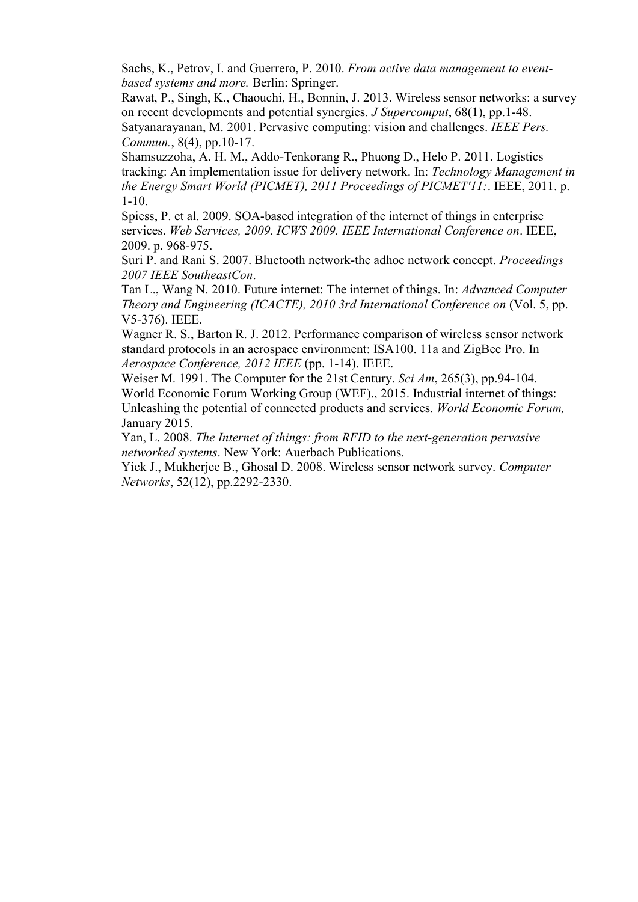Sachs, K., Petrov, I. and Guerrero, P. 2010. *From active data management to event-based systems and more.* Berlin: Springer.

Rawat, P., Singh, K., Chaouchi, H., Bonnin, J. 2013. Wireless sensor networks: a survey on recent developments and potential synergies. *J Supercomput*, 68(1), pp.1-48.

Satyanarayanan, M. 2001. Pervasive computing: vision and challenges. *IEEE Pers. Commun.*, 8(4), pp.10-17.

Shamsuzzoha, A. H. M., Addo-Tenkorang R., Phuong D., Helo P. 2011. Logistics tracking: An implementation issue for delivery network. In: *Technology Management in the Energy Smart World (PICMET), 2011 Proceedings of PICMET'11:*. IEEE, 2011. p. 1-10.

Spiess, P. et al. 2009. SOA-based integration of the internet of things in enterprise services. *Web Services, 2009. ICWS 2009. IEEE International Conference on*. IEEE, 2009. p. 968-975.

Suri P. and Rani S. 2007. Bluetooth network-the adhoc network concept. *Proceedings 2007 IEEE SoutheastCon*.

Tan L., Wang N. 2010. Future internet: The internet of things. In: *Advanced Computer Theory and Engineering (ICACTE), 2010 3rd International Conference on* (Vol. 5, pp. V5-376). IEEE.

Wagner R. S., Barton R. J. 2012. Performance comparison of wireless sensor network standard protocols in an aerospace environment: ISA100. 11a and ZigBee Pro. In *Aerospace Conference, 2012 IEEE* (pp. 1-14). IEEE.

Weiser M. 1991. The Computer for the 21st Century. *Sci Am*, 265(3), pp.94-104.

World Economic Forum Working Group (WEF)., 2015. Industrial internet of things: Unleashing the potential of connected products and services. *World Economic Forum,* January 2015.

Yan, L. 2008. *The Internet of things: from RFID to the next-generation pervasive networked systems*. New York: Auerbach Publications.

Yick J., Mukherjee B., Ghosal D. 2008. Wireless sensor network survey. *Computer Networks*, 52(12), pp.2292-2330.